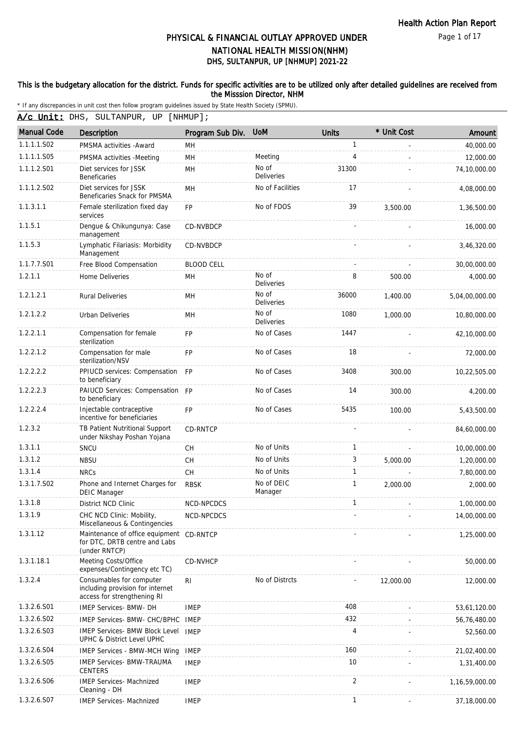# PHYSICAL & FINANCIAL OUTLAY APPROVED UNDER NATIONAL HEALTH MISSION(NHM)

## DHS, SULTANPUR, UP [NHMUP] 2021-22

**This is the budgetary allocation for the district. Funds for specific activities are to be utilized only after detailed guidelines are received from the Misssion Director, NHM**

\* If any discrepancies in unit cost then follow program guidelines issued by State Health Society (SPMU).

**A/c Unit:** DHS, SULTANPUR, UP [NHMUP];

| Manual Code | Description | Program Sub Div. | UoM | Units | * Unit Cost | Amount |
|---|---|---|---|---|---|---|
| 1.1.1.1.S02 | PMSMA activities -Award | MH | | 1 | - | 40,000.00 |
| 1.1.1.1.S05 | PMSMA activities -Meeting | MH | Meeting | 4 | - | 12,000.00 |
| 1.1.1.2.S01 | Diet services for JSSK Beneficaries | MH | No of Deliveries | 31300 | - | 74,10,000.00 |
| 1.1.1.2.S02 | Diet services for JSSK Beneficaries Snack for PMSMA | MH | No of Facilities | 17 | - | 4,08,000.00 |
| 1.1.3.1.1 | Female sterilization fixed day services | FP | No of FDOS | 39 | 3,500.00 | 1,36,500.00 |
| 1.1.5.1 | Dengue & Chikungunya: Case management | CD-NVBDCP | | - | - | 16,000.00 |
| 1.1.5.3 | Lymphatic Filariasis: Morbidity Management | CD-NVBDCP | | - | - | 3,46,320.00 |
| 1.1.7.7.S01 | Free Blood Compensation | BLOOD CELL | | - | - | 30,00,000.00 |
| 1.2.1.1 | Home Deliveries | MH | No of Deliveries | 8 | 500.00 | 4,000.00 |
| 1.2.1.2.1 | Rural Deliveries | MH | No of Deliveries | 36000 | 1,400.00 | 5,04,00,000.00 |
| 1.2.1.2.2 | Urban Deliveries | MH | No of Deliveries | 1080 | 1,000.00 | 10,80,000.00 |
| 1.2.2.1.1 | Compensation for female sterilization | FP | No of Cases | 1447 | - | 42,10,000.00 |
| 1.2.2.1.2 | Compensation for male sterilization/NSV | FP | No of Cases | 18 | - | 72,000.00 |
| 1.2.2.2.2 | PPIUCD services: Compensation to beneficiary | FP | No of Cases | 3408 | 300.00 | 10,22,505.00 |
| 1.2.2.2.3 | PAIUCD Services: Compensation to beneficiary | FP | No of Cases | 14 | 300.00 | 4,200.00 |
| 1.2.2.2.4 | Injectable contraceptive incentive for beneficiaries | FP | No of Cases | 5435 | 100.00 | 5,43,500.00 |
| 1.2.3.2 | TB Patient Nutritional Support under Nikshay Poshan Yojana | CD-RNTCP | | - | - | 84,60,000.00 |
| 1.3.1.1 | SNCU | CH | No of Units | 1 | - | 10,00,000.00 |
| 1.3.1.2 | NBSU | CH | No of Units | 3 | 5,000.00 | 1,20,000.00 |
| 1.3.1.4 | NRCs | CH | No of Units | 1 | - | 7,80,000.00 |
| 1.3.1.7.S02 | Phone and Internet Charges for DEIC Manager | RBSK | No of DEIC Manager | 1 | 2,000.00 | 2,000.00 |
| 1.3.1.8 | District NCD Clinic | NCD-NPCDCS | | 1 | - | 1,00,000.00 |
| 1.3.1.9 | CHC NCD Clinic: Mobility, Miscellaneous & Contingencies | NCD-NPCDCS | | - | - | 14,00,000.00 |
| 1.3.1.12 | Maintenance of office equipment for DTC, DRTB centre and Labs (under RNTCP) | CD-RNTCP | | - | - | 1,25,000.00 |
| 1.3.1.18.1 | Meeting Costs/Office expenses/Contingency etc TC) | CD-NVHCP | | - | - | 50,000.00 |
| 1.3.2.4 | Consumables for computer including provision for internet access for strengthening RI | RI | No of Distrcts | - | 12,000.00 | 12,000.00 |
| 1.3.2.6.S01 | IMEP Services- BMW- DH | IMEP | | 408 | - | 53,61,120.00 |
| 1.3.2.6.S02 | IMEP Services- BMW- CHC/BPHC | IMEP | | 432 | - | 56,76,480.00 |
| 1.3.2.6.S03 | IMEP Services- BMW Block Level UPHC & District Level UPHC | IMEP | | 4 | - | 52,560.00 |
| 1.3.2.6.S04 | IMEP Services - BMW-MCH Wing | IMEP | | 160 | - | 21,02,400.00 |
| 1.3.2.6.S05 | IMEP Services- BMW-TRAUMA CENTERS | IMEP | | 10 | - | 1,31,400.00 |
| 1.3.2.6.S06 | IMEP Services- Machnized Cleaning - DH | IMEP | | 2 | - | 1,16,59,000.00 |
| 1.3.2.6.S07 | IMEP Services- Machnized | IMEP | | 1 | - | 37,18,000.00 |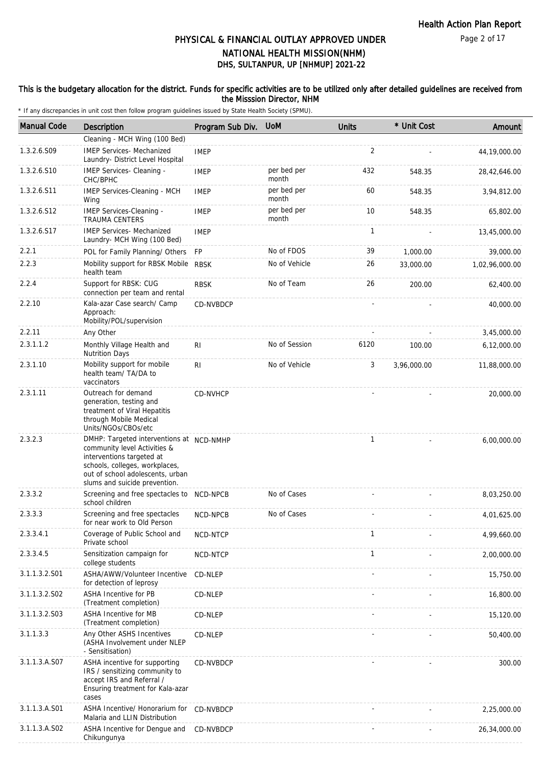# PHYSICAL & FINANCIAL OUTLAY APPROVED UNDER NATIONAL HEALTH MISSION(NHM)
## DHS, SULTANPUR, UP [NHMUP] 2021-22

**This is the budgetary allocation for the district. Funds for specific activities are to be utilized only after detailed guidelines are received from the Misssion Director, NHM**

* If any discrepancies in unit cost then follow program guidelines issued by State Health Society (SPMU).

| Manual Code | Description | Program Sub Div. | UoM | Units | * Unit Cost | Amount |
|---|---|---|---|---|---|---|
| | Cleaning - MCH Wing (100 Bed) | | | | | |
| 1.3.2.6.S09 | IMEP Services- Mechanized Laundry- District Level Hospital | IMEP | | 2 | - | 44,19,000.00 |
| 1.3.2.6.S10 | IMEP Services- Cleaning - CHC/BPHC | IMEP | per bed per month | 432 | 548.35 | 28,42,646.00 |
| 1.3.2.6.S11 | IMEP Services-Cleaning - MCH Wing | IMEP | per bed per month | 60 | 548.35 | 3,94,812.00 |
| 1.3.2.6.S12 | IMEP Services-Cleaning - TRAUMA CENTERS | IMEP | per bed per month | 10 | 548.35 | 65,802.00 |
| 1.3.2.6.S17 | IMEP Services- Mechanized Laundry- MCH Wing (100 Bed) | IMEP | | 1 | - | 13,45,000.00 |
| 2.2.1 | POL for Family Planning/ Others | FP | No of FDOS | 39 | 1,000.00 | 39,000.00 |
| 2.2.3 | Mobility support for RBSK Mobile health team | RBSK | No of Vehicle | 26 | 33,000.00 | 1,02,96,000.00 |
| 2.2.4 | Support for RBSK: CUG connection per team and rental | RBSK | No of Team | 26 | 200.00 | 62,400.00 |
| 2.2.10 | Kala-azar Case search/ Camp Approach: Mobility/POL/supervision | CD-NVBDCP | | - | - | 40,000.00 |
| 2.2.11 | Any Other | | | - | - | 3,45,000.00 |
| 2.3.1.1.2 | Monthly Village Health and Nutrition Days | RI | No of Session | 6120 | 100.00 | 6,12,000.00 |
| 2.3.1.10 | Mobility support for mobile health team/ TA/DA to vaccinators | RI | No of Vehicle | 3 | 3,96,000.00 | 11,88,000.00 |
| 2.3.1.11 | Outreach for demand generation, testing and treatment of Viral Hepatitis through Mobile Medical Units/NGOs/CBOs/etc | CD-NVHCP | | - | - | 20,000.00 |
| 2.3.2.3 | DMHP: Targeted interventions at community level Activities & interventions targeted at schools, colleges, workplaces, out of school adolescents, urban slums and suicide prevention. | NCD-NMHP | | 1 | - | 6,00,000.00 |
| 2.3.3.2 | Screening and free spectacles to school children | NCD-NPCB | No of Cases | - | - | 8,03,250.00 |
| 2.3.3.3 | Screening and free spectacles for near work to Old Person | NCD-NPCB | No of Cases | - | - | 4,01,625.00 |
| 2.3.3.4.1 | Coverage of Public School and Private school | NCD-NTCP | | 1 | - | 4,99,660.00 |
| 2.3.3.4.5 | Sensitization campaign for college students | NCD-NTCP | | 1 | - | 2,00,000.00 |
| 3.1.1.3.2.S01 | ASHA/AWW/Volunteer Incentive for detection of leprosy | CD-NLEP | | - | - | 15,750.00 |
| 3.1.1.3.2.S02 | ASHA Incentive for PB (Treatment completion) | CD-NLEP | | - | - | 16,800.00 |
| 3.1.1.3.2.S03 | ASHA Incentive for MB (Treatment completion) | CD-NLEP | | - | - | 15,120.00 |
| 3.1.1.3.3 | Any Other ASHS Incentives (ASHA Involvement under NLEP - Sensitisation) | CD-NLEP | | - | - | 50,400.00 |
| 3.1.1.3.A.S07 | ASHA incentive for supporting IRS / sensitizing community to accept IRS and Referral / Ensuring treatment for Kala-azar cases | CD-NVBDCP | | - | - | 300.00 |
| 3.1.1.3.A.S01 | ASHA Incentive/ Honorarium for Malaria and LLIN Distribution | CD-NVBDCP | | - | - | 2,25,000.00 |
| 3.1.1.3.A.S02 | ASHA Incentive for Dengue and Chikungunya | CD-NVBDCP | | - | - | 26,34,000.00 |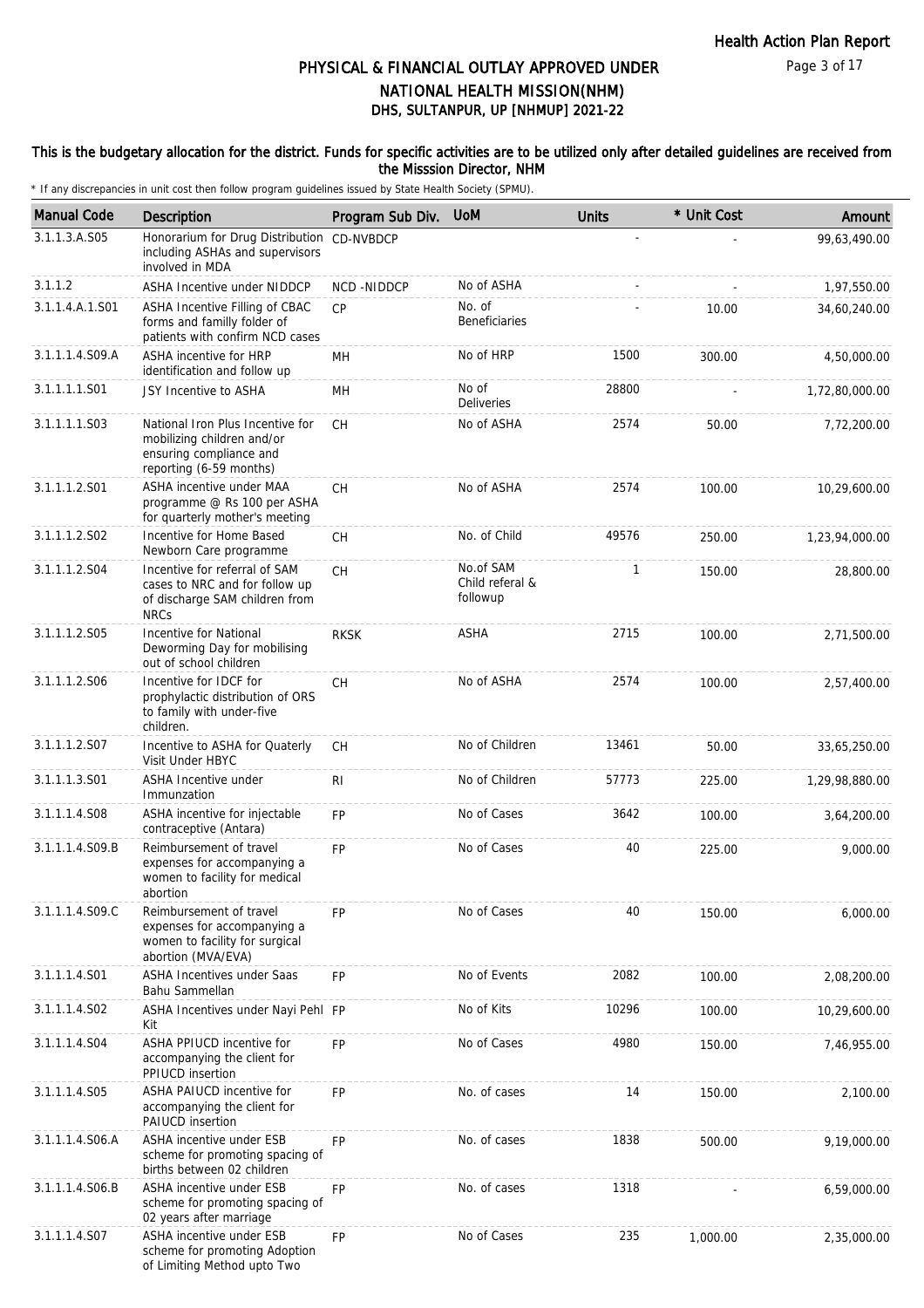## PHYSICAL & FINANCIAL OUTLAY APPROVED UNDER NATIONAL HEALTH MISSION(NHM)
## DHS, SULTANPUR, UP [NHMUP] 2021-22

**This is the budgetary allocation for the district. Funds for specific activities are to be utilized only after detailed guidelines are received from the Misssion Director, NHM**

\* If any discrepancies in unit cost then follow program guidelines issued by State Health Society (SPMU).

| Manual Code | Description | Program Sub Div. | UoM | Units | * Unit Cost | Amount |
|---|---|---|---|---|---|---|
| 3.1.1.3.A.S05 | Honorarium for Drug Distribution including ASHAs and supervisors involved in MDA | CD-NVBDCP | | - | - | 99,63,490.00 |
| 3.1.1.2 | ASHA Incentive under NIDDCP | NCD -NIDDCP | No of ASHA | - | - | 1,97,550.00 |
| 3.1.1.4.A.1.S01 | ASHA Incentive Filling of CBAC forms and familly folder of patients with confirm NCD cases | CP | No. of Beneficiaries | - | 10.00 | 34,60,240.00 |
| 3.1.1.1.4.S09.A | ASHA incentive for HRP identification and follow up | MH | No of HRP | 1500 | 300.00 | 4,50,000.00 |
| 3.1.1.1.1.S01 | JSY Incentive to ASHA | MH | No of Deliveries | 28800 | - | 1,72,80,000.00 |
| 3.1.1.1.1.S03 | National Iron Plus Incentive for mobilizing children and/or ensuring compliance and reporting (6-59 months) | CH | No of ASHA | 2574 | 50.00 | 7,72,200.00 |
| 3.1.1.1.2.S01 | ASHA incentive under MAA programme @ Rs 100 per ASHA for quarterly mother's meeting | CH | No of ASHA | 2574 | 100.00 | 10,29,600.00 |
| 3.1.1.1.2.S02 | Incentive for Home Based Newborn Care programme | CH | No. of Child | 49576 | 250.00 | 1,23,94,000.00 |
| 3.1.1.1.2.S04 | Incentive for referral of SAM cases to NRC and for follow up of discharge SAM children from NRCs | CH | No.of SAM Child referal & followup | 1 | 150.00 | 28,800.00 |
| 3.1.1.1.2.S05 | Incentive for National Deworming Day for mobilising out of school children | RKSK | ASHA | 2715 | 100.00 | 2,71,500.00 |
| 3.1.1.1.2.S06 | Incentive for IDCF for prophylactic distribution of ORS to family with under-five children. | CH | No of ASHA | 2574 | 100.00 | 2,57,400.00 |
| 3.1.1.1.2.S07 | Incentive to ASHA for Quaterly Visit Under HBYC | CH | No of Children | 13461 | 50.00 | 33,65,250.00 |
| 3.1.1.1.3.S01 | ASHA Incentive under Immunzation | RI | No of Children | 57773 | 225.00 | 1,29,98,880.00 |
| 3.1.1.1.4.S08 | ASHA incentive for injectable contraceptive (Antara) | FP | No of Cases | 3642 | 100.00 | 3,64,200.00 |
| 3.1.1.1.4.S09.B | Reimbursement of travel expenses for accompanying a women to facility for medical abortion | FP | No of Cases | 40 | 225.00 | 9,000.00 |
| 3.1.1.1.4.S09.C | Reimbursement of travel expenses for accompanying a women to facility for surgical abortion (MVA/EVA) | FP | No of Cases | 40 | 150.00 | 6,000.00 |
| 3.1.1.1.4.S01 | ASHA Incentives under Saas Bahu Sammellan | FP | No of Events | 2082 | 100.00 | 2,08,200.00 |
| 3.1.1.1.4.S02 | ASHA Incentives under Nayi Pehl Kit | FP | No of Kits | 10296 | 100.00 | 10,29,600.00 |
| 3.1.1.1.4.S04 | ASHA PPIUCD incentive for accompanying the client for PPIUCD insertion | FP | No of Cases | 4980 | 150.00 | 7,46,955.00 |
| 3.1.1.1.4.S05 | ASHA PAIUCD incentive for accompanying the client for PAIUCD insertion | FP | No. of cases | 14 | 150.00 | 2,100.00 |
| 3.1.1.1.4.S06.A | ASHA incentive under ESB scheme for promoting spacing of births between 02 children | FP | No. of cases | 1838 | 500.00 | 9,19,000.00 |
| 3.1.1.1.4.S06.B | ASHA incentive under ESB scheme for promoting spacing of 02 years after marriage | FP | No. of cases | 1318 | - | 6,59,000.00 |
| 3.1.1.1.4.S07 | ASHA incentive under ESB scheme for promoting Adoption of Limiting Method upto Two | FP | No of Cases | 235 | 1,000.00 | 2,35,000.00 |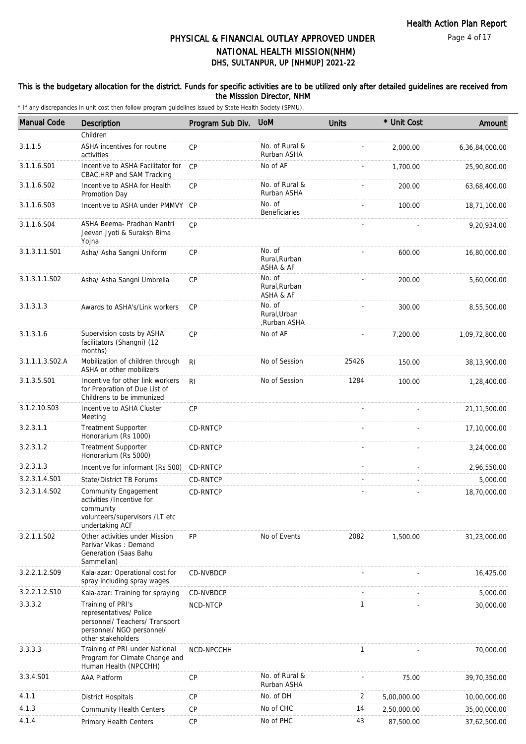# PHYSICAL & FINANCIAL OUTLAY APPROVED UNDER NATIONAL HEALTH MISSION(NHM)

## DHS, SULTANPUR, UP [NHMUP] 2021-22

**This is the budgetary allocation for the district. Funds for specific activities are to be utilized only after detailed guidelines are received from the Misssion Director, NHM**

\* If any discrepancies in unit cost then follow program guidelines issued by State Health Society (SPMU).

| Manual Code | Description | Program Sub Div. | UoM | Units | * Unit Cost | Amount |
|---|---|---|---|---|---|---|
| | Children | | | | | |
| 3.1.1.5 | ASHA incentives for routine activities | CP | No. of Rural & Rurban ASHA | - | 2,000.00 | 6,36,84,000.00 |
| 3.1.1.6.S01 | Incentive to ASHA Facilitator for CBAC,HRP and SAM Tracking | CP | No of AF | - | 1,700.00 | 25,90,800.00 |
| 3.1.1.6.S02 | Incentive to ASHA for Health Promotion Day | CP | No. of Rural & Rurban ASHA | - | 200.00 | 63,68,400.00 |
| 3.1.1.6.S03 | Incentive to ASHA under PMMVY | CP | No. of Beneficiaries | - | 100.00 | 18,71,100.00 |
| 3.1.1.6.S04 | ASHA Beema- Pradhan Mantri Jeevan Jyoti & Suraksh Bima Yojna | CP | | - | - | 9,20,934.00 |
| 3.1.3.1.1.S01 | Asha/ Asha Sangni Uniform | CP | No. of Rural,Rurban ASHA & AF | - | 600.00 | 16,80,000.00 |
| 3.1.3.1.1.S02 | Asha/ Asha Sangni Umbrella | CP | No. of Rural,Rurban ASHA & AF | - | 200.00 | 5,60,000.00 |
| 3.1.3.1.3 | Awards to ASHA's/Link workers | CP | No. of Rural,Urban ,Rurban ASHA | - | 300.00 | 8,55,500.00 |
| 3.1.3.1.6 | Supervision costs by ASHA facilitators (Shangni) (12 months) | CP | No of AF | - | 7,200.00 | 1,09,72,800.00 |
| 3.1.1.1.3.S02.A | Mobilization of children through ASHA or other mobilizers | RI | No of Session | 25426 | 150.00 | 38,13,900.00 |
| 3.1.3.5.S01 | Incentive for other link workers for Prepration of Due List of Childrens to be immunized | RI | No of Session | 1284 | 100.00 | 1,28,400.00 |
| 3.1.2.10.S03 | Incentive to ASHA Cluster Meeting | CP | | - | - | 21,11,500.00 |
| 3.2.3.1.1 | Treatment Supporter Honorarium (Rs 1000) | CD-RNTCP | | - | - | 17,10,000.00 |
| 3.2.3.1.2 | Treatment Supporter Honorarium (Rs 5000) | CD-RNTCP | | - | - | 3,24,000.00 |
| 3.2.3.1.3 | Incentive for informant (Rs 500) | CD-RNTCP | | - | - | 2,96,550.00 |
| 3.2.3.1.4.S01 | State/District TB Forums | CD-RNTCP | | - | - | 5,000.00 |
| 3.2.3.1.4.S02 | Community Engagement activities /Incentive for community volunteers/supervisors /LT etc undertaking ACF | CD-RNTCP | | - | - | 18,70,000.00 |
| 3.2.1.1.S02 | Other activities under Mission Parivar Vikas : Demand Generation (Saas Bahu Sammellan) | FP | No of Events | 2082 | 1,500.00 | 31,23,000.00 |
| 3.2.2.1.2.S09 | Kala-azar: Operational cost for spray including spray wages | CD-NVBDCP | | - | - | 16,425.00 |
| 3.2.2.1.2.S10 | Kala-azar: Training for spraying | CD-NVBDCP | | - | - | 5,000.00 |
| 3.3.3.2 | Training of PRI's representatives/ Police personnel/ Teachers/ Transport personnel/ NGO personnel/ other stakeholders | NCD-NTCP | | 1 | - | 30,000.00 |
| 3.3.3.3 | Training of PRI under National Program for Climate Change and Human Health (NPCCHH) | NCD-NPCCHH | | 1 | - | 70,000.00 |
| 3.3.4.S01 | AAA Platform | CP | No. of Rural & Rurban ASHA | - | 75.00 | 39,70,350.00 |
| 4.1.1 | District Hospitals | CP | No. of DH | 2 | 5,00,000.00 | 10,00,000.00 |
| 4.1.3 | Community Health Centers | CP | No of CHC | 14 | 2,50,000.00 | 35,00,000.00 |
| 4.1.4 | Primary Health Centers | CP | No of PHC | 43 | 87,500.00 | 37,62,500.00 |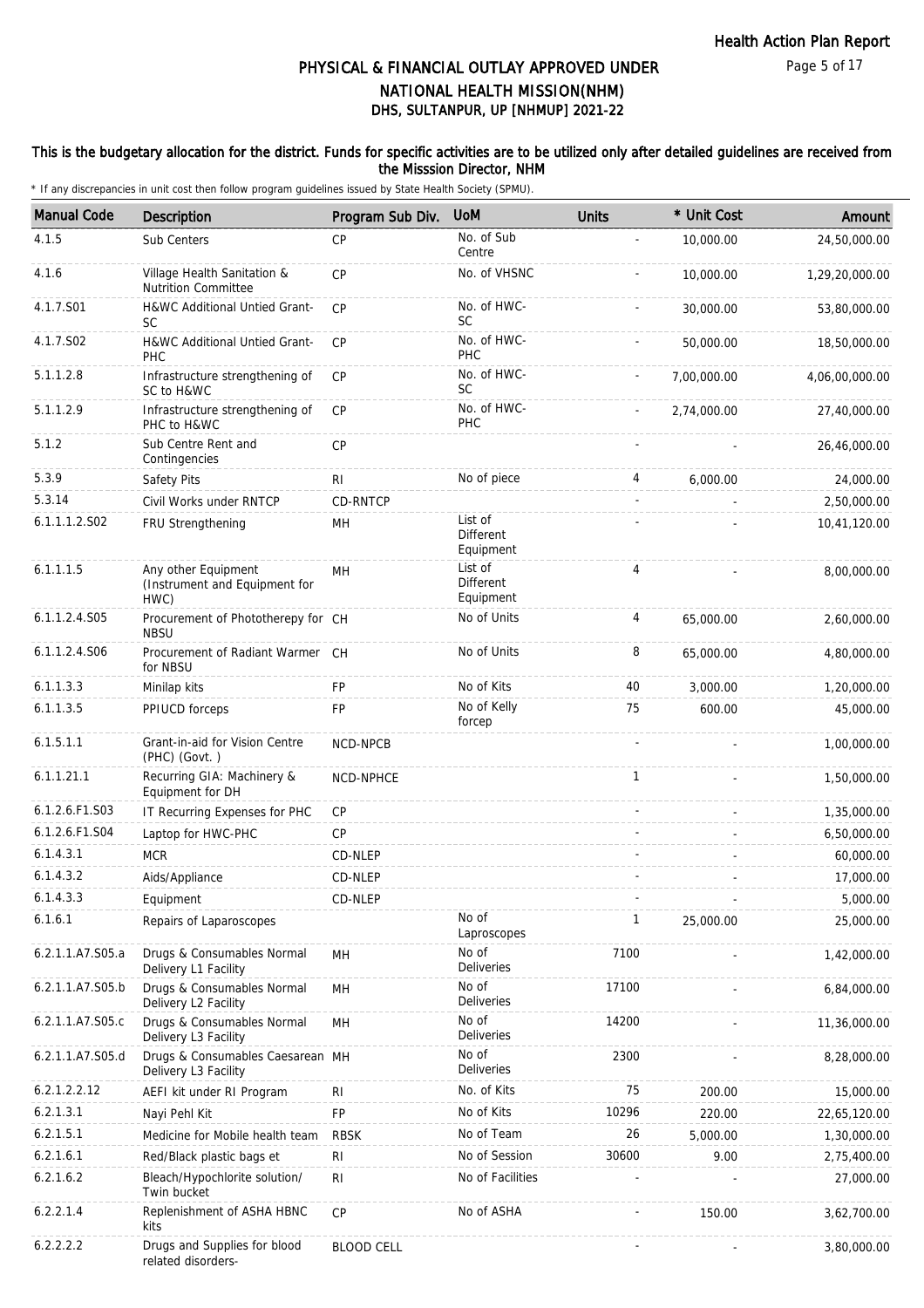# PHYSICAL & FINANCIAL OUTLAY APPROVED UNDER NATIONAL HEALTH MISSION(NHM)
## DHS, SULTANPUR, UP [NHMUP] 2021-22

**This is the budgetary allocation for the district. Funds for specific activities are to be utilized only after detailed guidelines are received from the Misssion Director, NHM**

\* If any discrepancies in unit cost then follow program guidelines issued by State Health Society (SPMU).

| Manual Code | Description | Program Sub Div. | UoM | Units | * Unit Cost | Amount |
|---|---|---|---|---|---|---|
| 4.1.5 | Sub Centers | CP | No. of Sub Centre | - | 10,000.00 | 24,50,000.00 |
| 4.1.6 | Village Health Sanitation & Nutrition Committee | CP | No. of VHSNC | - | 10,000.00 | 1,29,20,000.00 |
| 4.1.7.S01 | H&WC Additional Untied Grant-SC | CP | No. of HWC-SC | - | 30,000.00 | 53,80,000.00 |
| 4.1.7.S02 | H&WC Additional Untied Grant-PHC | CP | No. of HWC-PHC | - | 50,000.00 | 18,50,000.00 |
| 5.1.1.2.8 | Infrastructure strengthening of SC to H&WC | CP | No. of HWC-SC | - | 7,00,000.00 | 4,06,00,000.00 |
| 5.1.1.2.9 | Infrastructure strengthening of PHC to H&WC | CP | No. of HWC-PHC | - | 2,74,000.00 | 27,40,000.00 |
| 5.1.2 | Sub Centre Rent and Contingencies | CP | | - | - | 26,46,000.00 |
| 5.3.9 | Safety Pits | RI | No of piece | 4 | 6,000.00 | 24,000.00 |
| 5.3.14 | Civil Works under RNTCP | CD-RNTCP | | - | - | 2,50,000.00 |
| 6.1.1.1.2.S02 | FRU Strengthening | MH | List of Different Equipment | - | - | 10,41,120.00 |
| 6.1.1.1.5 | Any other Equipment (Instrument and Equipment for HWC) | MH | List of Different Equipment | 4 | - | 8,00,000.00 |
| 6.1.1.2.4.S05 | Procurement of Phototherepy for NBSU | CH | No of Units | 4 | 65,000.00 | 2,60,000.00 |
| 6.1.1.2.4.S06 | Procurement of Radiant Warmer for NBSU | CH | No of Units | 8 | 65,000.00 | 4,80,000.00 |
| 6.1.1.3.3 | Minilap kits | FP | No of Kits | 40 | 3,000.00 | 1,20,000.00 |
| 6.1.1.3.5 | PPIUCD forceps | FP | No of Kelly forcep | 75 | 600.00 | 45,000.00 |
| 6.1.5.1.1 | Grant-in-aid for Vision Centre (PHC) (Govt. ) | NCD-NPCB | | - | - | 1,00,000.00 |
| 6.1.1.21.1 | Recurring GIA: Machinery & Equipment for DH | NCD-NPHCE | | 1 | - | 1,50,000.00 |
| 6.1.2.6.F1.S03 | IT Recurring Expenses for PHC | CP | | - | - | 1,35,000.00 |
| 6.1.2.6.F1.S04 | Laptop for HWC-PHC | CP | | - | - | 6,50,000.00 |
| 6.1.4.3.1 | MCR | CD-NLEP | | - | - | 60,000.00 |
| 6.1.4.3.2 | Aids/Appliance | CD-NLEP | | - | - | 17,000.00 |
| 6.1.4.3.3 | Equipment | CD-NLEP | | - | - | 5,000.00 |
| 6.1.6.1 | Repairs of Laparoscopes | | No of Laproscopes | 1 | 25,000.00 | 25,000.00 |
| 6.2.1.1.A7.S05.a | Drugs & Consumables Normal Delivery L1 Facility | MH | No of Deliveries | 7100 | - | 1,42,000.00 |
| 6.2.1.1.A7.S05.b | Drugs & Consumables Normal Delivery L2 Facility | MH | No of Deliveries | 17100 | - | 6,84,000.00 |
| 6.2.1.1.A7.S05.c | Drugs & Consumables Normal Delivery L3 Facility | MH | No of Deliveries | 14200 | - | 11,36,000.00 |
| 6.2.1.1.A7.S05.d | Drugs & Consumables Caesarean Delivery L3 Facility | MH | No of Deliveries | 2300 | - | 8,28,000.00 |
| 6.2.1.2.2.12 | AEFI kit under RI Program | RI | No. of Kits | 75 | 200.00 | 15,000.00 |
| 6.2.1.3.1 | Nayi Pehl Kit | FP | No of Kits | 10296 | 220.00 | 22,65,120.00 |
| 6.2.1.5.1 | Medicine for Mobile health team | RBSK | No of Team | 26 | 5,000.00 | 1,30,000.00 |
| 6.2.1.6.1 | Red/Black plastic bags et | RI | No of Session | 30600 | 9.00 | 2,75,400.00 |
| 6.2.1.6.2 | Bleach/Hypochlorite solution/ Twin bucket | RI | No of Facilities | - | - | 27,000.00 |
| 6.2.2.1.4 | Replenishment of ASHA HBNC kits | CP | No of ASHA | - | 150.00 | 3,62,700.00 |
| 6.2.2.2.2 | Drugs and Supplies for blood related disorders- | BLOOD CELL | | - | - | 3,80,000.00 |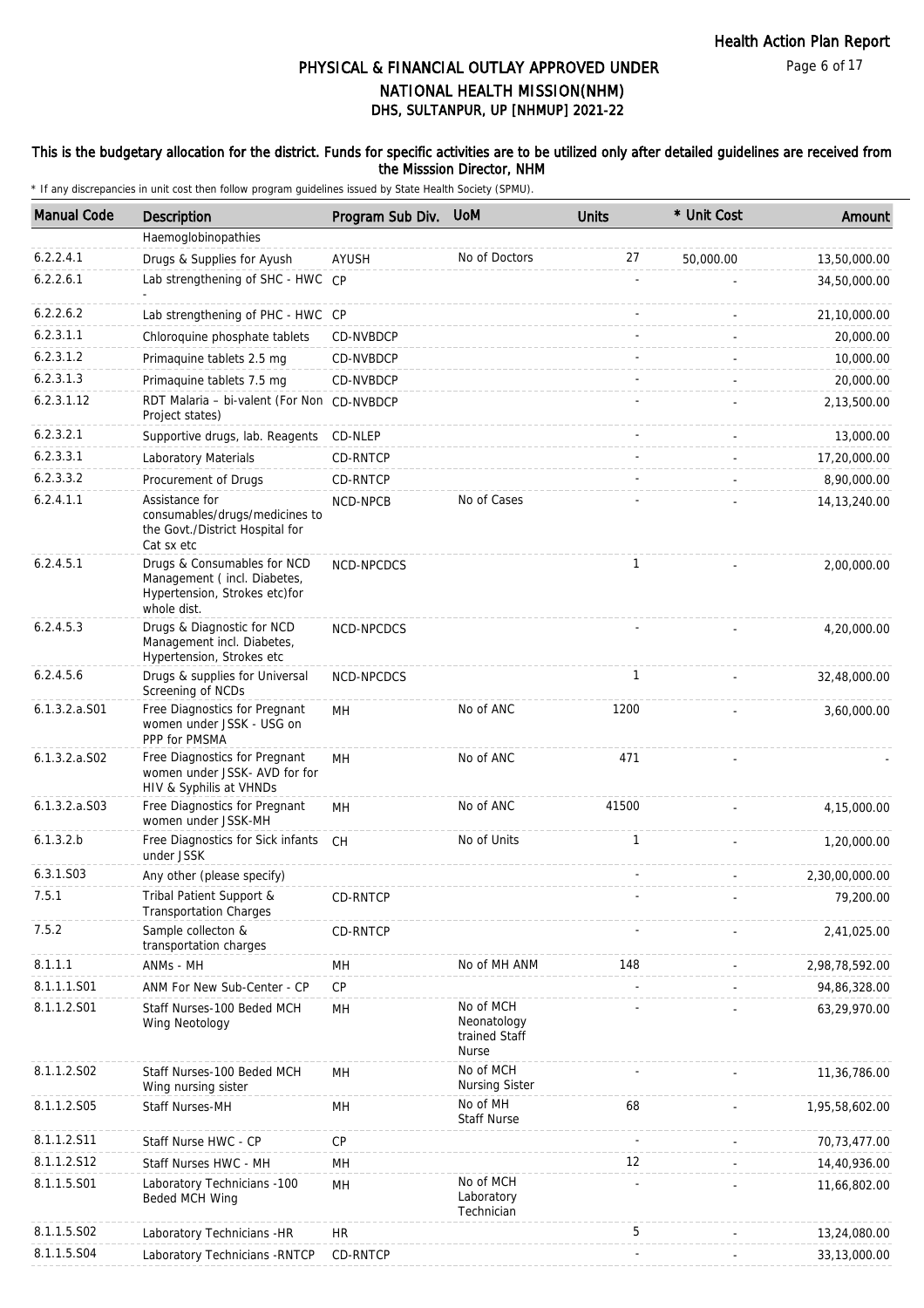# PHYSICAL & FINANCIAL OUTLAY APPROVED UNDER NATIONAL HEALTH MISSION(NHM)
## DHS, SULTANPUR, UP [NHMUP] 2021-22

**This is the budgetary allocation for the district. Funds for specific activities are to be utilized only after detailed guidelines are received from the Misssion Director, NHM**

\* If any discrepancies in unit cost then follow program guidelines issued by State Health Society (SPMU).

| Manual Code | Description | Program Sub Div. | UoM | Units | * Unit Cost | Amount |
|---|---|---|---|---|---|---|
| | Haemoglobinopathies | | | | | |
| 6.2.2.4.1 | Drugs & Supplies for Ayush | AYUSH | No of Doctors | 27 | 50,000.00 | 13,50,000.00 |
| 6.2.2.6.1 | Lab strengthening of SHC - HWC - | CP | | - | - | 34,50,000.00 |
| 6.2.2.6.2 | Lab strengthening of PHC - HWC | CP | | - | - | 21,10,000.00 |
| 6.2.3.1.1 | Chloroquine phosphate tablets | CD-NVBDCP | | - | - | 20,000.00 |
| 6.2.3.1.2 | Primaquine tablets 2.5 mg | CD-NVBDCP | | - | - | 10,000.00 |
| 6.2.3.1.3 | Primaquine tablets 7.5 mg | CD-NVBDCP | | - | - | 20,000.00 |
| 6.2.3.1.12 | RDT Malaria – bi-valent (For Non Project states) | CD-NVBDCP | | - | - | 2,13,500.00 |
| 6.2.3.2.1 | Supportive drugs, lab. Reagents | CD-NLEP | | - | - | 13,000.00 |
| 6.2.3.3.1 | Laboratory Materials | CD-RNTCP | | - | - | 17,20,000.00 |
| 6.2.3.3.2 | Procurement of Drugs | CD-RNTCP | | - | - | 8,90,000.00 |
| 6.2.4.1.1 | Assistance for consumables/drugs/medicines to the Govt./District Hospital for Cat sx etc | NCD-NPCB | No of Cases | - | - | 14,13,240.00 |
| 6.2.4.5.1 | Drugs & Consumables for NCD Management ( incl. Diabetes, Hypertension, Strokes etc)for whole dist. | NCD-NPCDCS | | 1 | - | 2,00,000.00 |
| 6.2.4.5.3 | Drugs & Diagnostic for NCD Management incl. Diabetes, Hypertension, Strokes etc | NCD-NPCDCS | | - | - | 4,20,000.00 |
| 6.2.4.5.6 | Drugs & supplies for Universal Screening of NCDs | NCD-NPCDCS | | 1 | - | 32,48,000.00 |
| 6.1.3.2.a.S01 | Free Diagnostics for Pregnant women under JSSK - USG on PPP for PMSMA | MH | No of ANC | 1200 | - | 3,60,000.00 |
| 6.1.3.2.a.S02 | Free Diagnostics for Pregnant women under JSSK- AVD for for HIV & Syphilis at VHNDs | MH | No of ANC | 471 | - | - |
| 6.1.3.2.a.S03 | Free Diagnostics for Pregnant women under JSSK-MH | MH | No of ANC | 41500 | - | 4,15,000.00 |
| 6.1.3.2.b | Free Diagnostics for Sick infants under JSSK | CH | No of Units | 1 | - | 1,20,000.00 |
| 6.3.1.S03 | Any other (please specify) | | | - | - | 2,30,00,000.00 |
| 7.5.1 | Tribal Patient Support & Transportation Charges | CD-RNTCP | | - | - | 79,200.00 |
| 7.5.2 | Sample collecton & transportation charges | CD-RNTCP | | - | - | 2,41,025.00 |
| 8.1.1.1 | ANMs - MH | MH | No of MH ANM | 148 | - | 2,98,78,592.00 |
| 8.1.1.1.S01 | ANM For New Sub-Center - CP | CP | | - | - | 94,86,328.00 |
| 8.1.1.2.S01 | Staff Nurses-100 Beded MCH Wing Neotology | MH | No of MCH Neonatology trained Staff Nurse | - | - | 63,29,970.00 |
| 8.1.1.2.S02 | Staff Nurses-100 Beded MCH Wing nursing sister | MH | No of MCH Nursing Sister | - | - | 11,36,786.00 |
| 8.1.1.2.S05 | Staff Nurses-MH | MH | No of MH Staff Nurse | 68 | - | 1,95,58,602.00 |
| 8.1.1.2.S11 | Staff Nurse HWC - CP | CP | | - | - | 70,73,477.00 |
| 8.1.1.2.S12 | Staff Nurses HWC - MH | MH | | 12 | - | 14,40,936.00 |
| 8.1.1.5.S01 | Laboratory Technicians -100 Beded MCH Wing | MH | No of MCH Laboratory Technician | - | - | 11,66,802.00 |
| 8.1.1.5.S02 | Laboratory Technicians -HR | HR | | 5 | - | 13,24,080.00 |
| 8.1.1.5.S04 | Laboratory Technicians -RNTCP | CD-RNTCP | | - | - | 33,13,000.00 |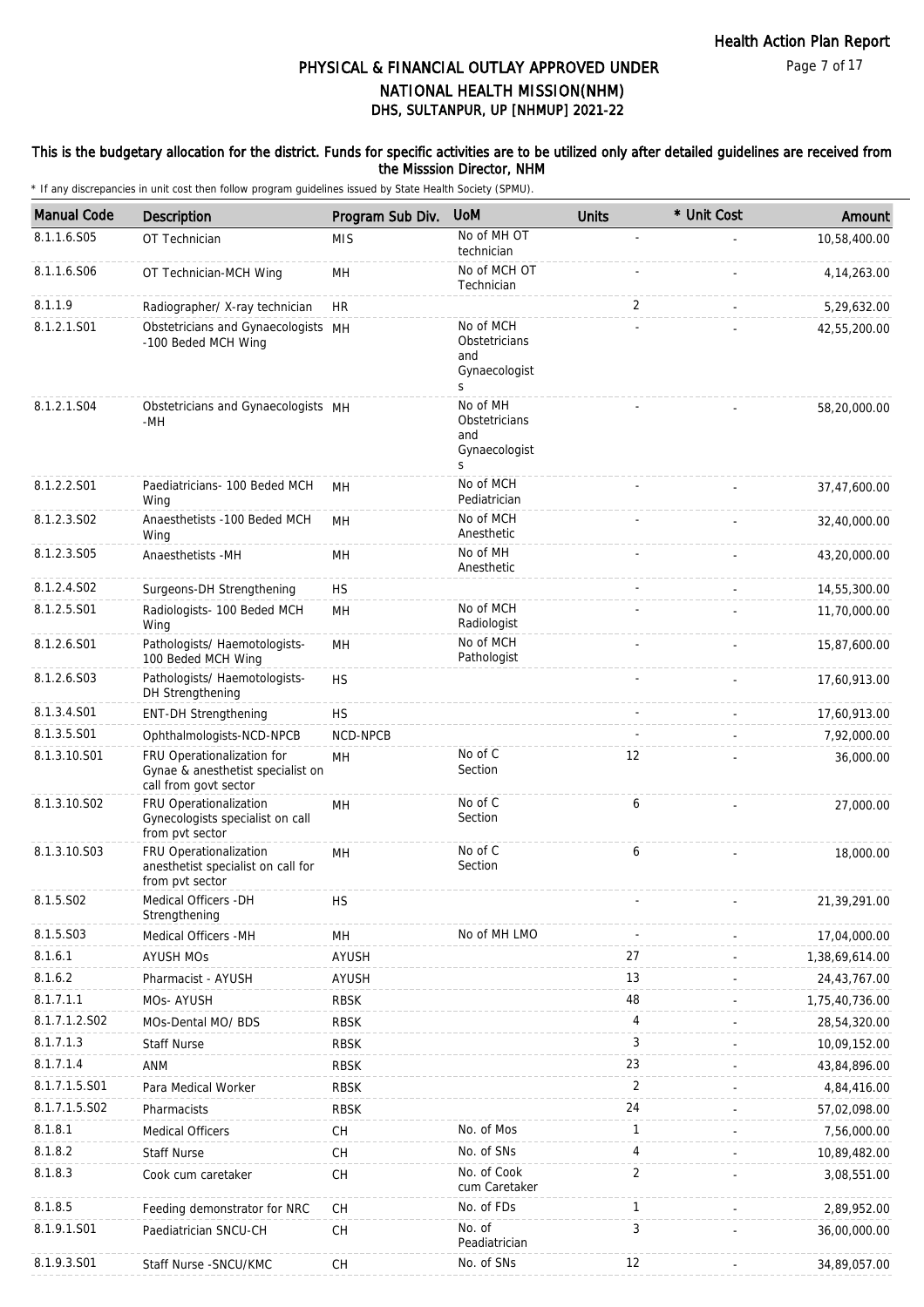# PHYSICAL & FINANCIAL OUTLAY APPROVED UNDER NATIONAL HEALTH MISSION(NHM)
## DHS, SULTANPUR, UP [NHMUP] 2021-22

**This is the budgetary allocation for the district. Funds for specific activities are to be utilized only after detailed guidelines are received from the Misssion Director, NHM**

\* If any discrepancies in unit cost then follow program guidelines issued by State Health Society (SPMU).

| Manual Code | Description | Program Sub Div. | UoM | Units | * Unit Cost | Amount |
|---|---|---|---|---|---|---|
| 8.1.1.6.S05 | OT Technician | MIS | No of MH OT technician | - | - | 10,58,400.00 |
| 8.1.1.6.S06 | OT Technician-MCH Wing | MH | No of MCH OT Technician | - | - | 4,14,263.00 |
| 8.1.1.9 | Radiographer/ X-ray technician | HR | | 2 | - | 5,29,632.00 |
| 8.1.2.1.S01 | Obstetricians and Gynaecologists -100 Beded MCH Wing | MH | No of MCH Obstetricians and Gynaecologists | - | - | 42,55,200.00 |
| 8.1.2.1.S04 | Obstetricians and Gynaecologists -MH | MH | No of MH Obstetricians and Gynaecologists | - | - | 58,20,000.00 |
| 8.1.2.2.S01 | Paediatricians- 100 Beded MCH Wing | MH | No of MCH Pediatrician | - | - | 37,47,600.00 |
| 8.1.2.3.S02 | Anaesthetists -100 Beded MCH Wing | MH | No of MCH Anesthetic | - | - | 32,40,000.00 |
| 8.1.2.3.S05 | Anaesthetists -MH | MH | No of MH Anesthetic | - | - | 43,20,000.00 |
| 8.1.2.4.S02 | Surgeons-DH Strengthening | HS | | - | - | 14,55,300.00 |
| 8.1.2.5.S01 | Radiologists- 100 Beded MCH Wing | MH | No of MCH Radiologist | - | - | 11,70,000.00 |
| 8.1.2.6.S01 | Pathologists/ Haemotologists- 100 Beded MCH Wing | MH | No of MCH Pathologist | - | - | 15,87,600.00 |
| 8.1.2.6.S03 | Pathologists/ Haemotologists- DH Strengthening | HS | | - | - | 17,60,913.00 |
| 8.1.3.4.S01 | ENT-DH Strengthening | HS | | - | - | 17,60,913.00 |
| 8.1.3.5.S01 | Ophthalmologists-NCD-NPCB | NCD-NPCB | | - | - | 7,92,000.00 |
| 8.1.3.10.S01 | FRU Operationalization for Gynae & anesthetist specialist on call from govt sector | MH | No of C Section | 12 | - | 36,000.00 |
| 8.1.3.10.S02 | FRU Operationalization Gynecologists specialist on call from pvt sector | MH | No of C Section | 6 | - | 27,000.00 |
| 8.1.3.10.S03 | FRU Operationalization anesthetist specialist on call for from pvt sector | MH | No of C Section | 6 | - | 18,000.00 |
| 8.1.5.S02 | Medical Officers -DH Strengthening | HS | | - | - | 21,39,291.00 |
| 8.1.5.S03 | Medical Officers -MH | MH | No of MH LMO | - | - | 17,04,000.00 |
| 8.1.6.1 | AYUSH MOs | AYUSH | | 27 | - | 1,38,69,614.00 |
| 8.1.6.2 | Pharmacist - AYUSH | AYUSH | | 13 | - | 24,43,767.00 |
| 8.1.7.1.1 | MOs- AYUSH | RBSK | | 48 | - | 1,75,40,736.00 |
| 8.1.7.1.2.S02 | MOs-Dental MO/ BDS | RBSK | | 4 | - | 28,54,320.00 |
| 8.1.7.1.3 | Staff Nurse | RBSK | | 3 | - | 10,09,152.00 |
| 8.1.7.1.4 | ANM | RBSK | | 23 | - | 43,84,896.00 |
| 8.1.7.1.5.S01 | Para Medical Worker | RBSK | | 2 | - | 4,84,416.00 |
| 8.1.7.1.5.S02 | Pharmacists | RBSK | | 24 | - | 57,02,098.00 |
| 8.1.8.1 | Medical Officers | CH | No. of Mos | 1 | - | 7,56,000.00 |
| 8.1.8.2 | Staff Nurse | CH | No. of SNs | 4 | - | 10,89,482.00 |
| 8.1.8.3 | Cook cum caretaker | CH | No. of Cook cum Caretaker | 2 | - | 3,08,551.00 |
| 8.1.8.5 | Feeding demonstrator for NRC | CH | No. of FDs | 1 | - | 2,89,952.00 |
| 8.1.9.1.S01 | Paediatrician SNCU-CH | CH | No. of Peadiatrician | 3 | - | 36,00,000.00 |
| 8.1.9.3.S01 | Staff Nurse -SNCU/KMC | CH | No. of SNs | 12 | - | 34,89,057.00 |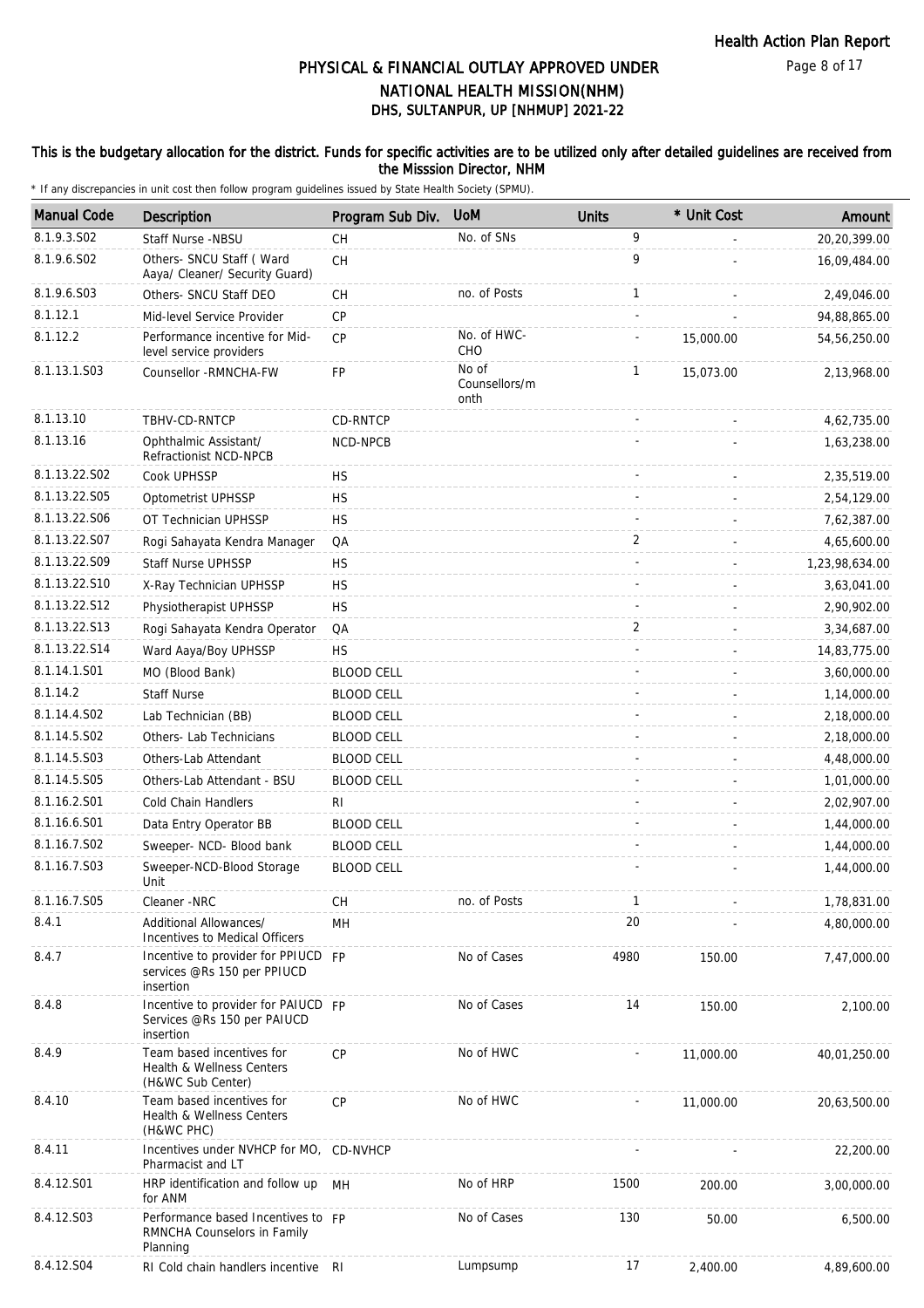# PHYSICAL & FINANCIAL OUTLAY APPROVED UNDER NATIONAL HEALTH MISSION(NHM)

## DHS, SULTANPUR, UP [NHMUP] 2021-22

**This is the budgetary allocation for the district. Funds for specific activities are to be utilized only after detailed guidelines are received from the Misssion Director, NHM**

\* If any discrepancies in unit cost then follow program guidelines issued by State Health Society (SPMU).

| Manual Code | Description | Program Sub Div. | UoM | Units | * Unit Cost | Amount |
|---|---|---|---|---|---|---|
| 8.1.9.3.S02 | Staff Nurse -NBSU | CH | No. of SNs | 9 | - | 20,20,399.00 |
| 8.1.9.6.S02 | Others- SNCU Staff ( Ward Aaya/ Cleaner/ Security Guard) | CH | | 9 | - | 16,09,484.00 |
| 8.1.9.6.S03 | Others- SNCU Staff DEO | CH | no. of Posts | 1 | - | 2,49,046.00 |
| 8.1.12.1 | Mid-level Service Provider | CP | | - | - | 94,88,865.00 |
| 8.1.12.2 | Performance incentive for Mid-level service providers | CP | No. of HWC-CHO | - | 15,000.00 | 54,56,250.00 |
| 8.1.13.1.S03 | Counsellor -RMNCHA-FW | FP | No of Counsellors/month | 1 | 15,073.00 | 2,13,968.00 |
| 8.1.13.10 | TBHV-CD-RNTCP | CD-RNTCP | | - | - | 4,62,735.00 |
| 8.1.13.16 | Ophthalmic Assistant/ Refractionist NCD-NPCB | NCD-NPCB | | - | - | 1,63,238.00 |
| 8.1.13.22.S02 | Cook UPHSSP | HS | | - | - | 2,35,519.00 |
| 8.1.13.22.S05 | Optometrist UPHSSP | HS | | - | - | 2,54,129.00 |
| 8.1.13.22.S06 | OT Technician UPHSSP | HS | | - | - | 7,62,387.00 |
| 8.1.13.22.S07 | Rogi Sahayata Kendra Manager | QA | | 2 | - | 4,65,600.00 |
| 8.1.13.22.S09 | Staff Nurse UPHSSP | HS | | - | - | 1,23,98,634.00 |
| 8.1.13.22.S10 | X-Ray Technician UPHSSP | HS | | - | - | 3,63,041.00 |
| 8.1.13.22.S12 | Physiotherapist UPHSSP | HS | | - | - | 2,90,902.00 |
| 8.1.13.22.S13 | Rogi Sahayata Kendra Operator | QA | | 2 | - | 3,34,687.00 |
| 8.1.13.22.S14 | Ward Aaya/Boy UPHSSP | HS | | - | - | 14,83,775.00 |
| 8.1.14.1.S01 | MO (Blood Bank) | BLOOD CELL | | - | - | 3,60,000.00 |
| 8.1.14.2 | Staff Nurse | BLOOD CELL | | - | - | 1,14,000.00 |
| 8.1.14.4.S02 | Lab Technician (BB) | BLOOD CELL | | - | - | 2,18,000.00 |
| 8.1.14.5.S02 | Others- Lab Technicians | BLOOD CELL | | - | - | 2,18,000.00 |
| 8.1.14.5.S03 | Others-Lab Attendant | BLOOD CELL | | - | - | 4,48,000.00 |
| 8.1.14.5.S05 | Others-Lab Attendant - BSU | BLOOD CELL | | - | - | 1,01,000.00 |
| 8.1.16.2.S01 | Cold Chain Handlers | RI | | - | - | 2,02,907.00 |
| 8.1.16.6.S01 | Data Entry Operator BB | BLOOD CELL | | - | - | 1,44,000.00 |
| 8.1.16.7.S02 | Sweeper- NCD- Blood bank | BLOOD CELL | | - | - | 1,44,000.00 |
| 8.1.16.7.S03 | Sweeper-NCD-Blood Storage Unit | BLOOD CELL | | - | - | 1,44,000.00 |
| 8.1.16.7.S05 | Cleaner -NRC | CH | no. of Posts | 1 | - | 1,78,831.00 |
| 8.4.1 | Additional Allowances/ Incentives to Medical Officers | MH | | 20 | - | 4,80,000.00 |
| 8.4.7 | Incentive to provider for PPIUCD services @Rs 150 per PPIUCD insertion | FP | No of Cases | 4980 | 150.00 | 7,47,000.00 |
| 8.4.8 | Incentive to provider for PAIUCD Services @Rs 150 per PAIUCD insertion | FP | No of Cases | 14 | 150.00 | 2,100.00 |
| 8.4.9 | Team based incentives for Health & Wellness Centers (H&WC Sub Center) | CP | No of HWC | - | 11,000.00 | 40,01,250.00 |
| 8.4.10 | Team based incentives for Health & Wellness Centers (H&WC PHC) | CP | No of HWC | - | 11,000.00 | 20,63,500.00 |
| 8.4.11 | Incentives under NVHCP for MO, Pharmacist and LT | CD-NVHCP | | - | - | 22,200.00 |
| 8.4.12.S01 | HRP identification and follow up for ANM | MH | No of HRP | 1500 | 200.00 | 3,00,000.00 |
| 8.4.12.S03 | Performance based Incentives to RMNCHA Counselors in Family Planning | FP | No of Cases | 130 | 50.00 | 6,500.00 |
| 8.4.12.S04 | RI Cold chain handlers incentive | RI | Lumpsump | 17 | 2,400.00 | 4,89,600.00 |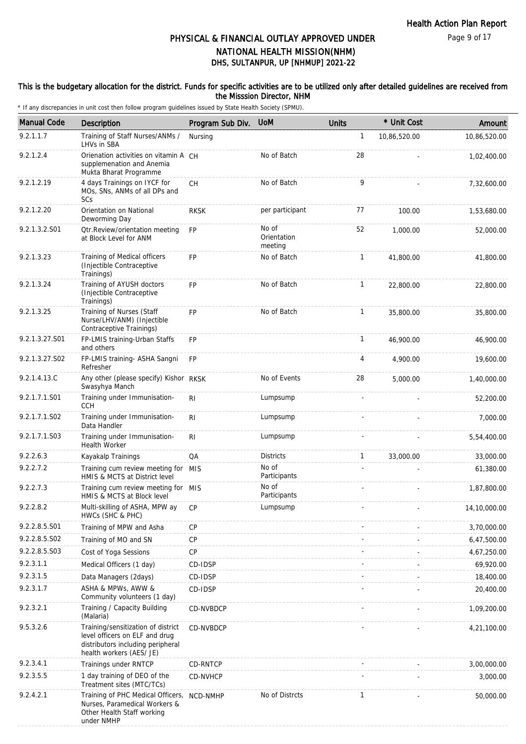# PHYSICAL & FINANCIAL OUTLAY APPROVED UNDER NATIONAL HEALTH MISSION(NHM)
## DHS, SULTANPUR, UP [NHMUP] 2021-22

**This is the budgetary allocation for the district. Funds for specific activities are to be utilized only after detailed guidelines are received from the Misssion Director, NHM**

\* If any discrepancies in unit cost then follow program guidelines issued by State Health Society (SPMU).

| Manual Code | Description | Program Sub Div. | UoM | Units | * Unit Cost | Amount |
|---|---|---|---|---|---|---|
| 9.2.1.1.7 | Training of Staff Nurses/ANMs / LHVs in SBA | Nursing | | 1 | 10,86,520.00 | 10,86,520.00 |
| 9.2.1.2.4 | Orienation activities on vitamin A supplemenation and Anemia Mukta Bharat Programme | CH | No of Batch | 28 | - | 1,02,400.00 |
| 9.2.1.2.19 | 4 days Trainings on IYCF for MOs, SNs, ANMs of all DPs and SCs | CH | No of Batch | 9 | - | 7,32,600.00 |
| 9.2.1.2.20 | Orientation on National Deworming Day | RKSK | per participant | 77 | 100.00 | 1,53,680.00 |
| 9.2.1.3.2.S01 | Qtr.Review/orientation meeting at Block Level for ANM | FP | No of Orientation meeting | 52 | 1,000.00 | 52,000.00 |
| 9.2.1.3.23 | Training of Medical officers (Injectible Contraceptive Trainings) | FP | No of Batch | 1 | 41,800.00 | 41,800.00 |
| 9.2.1.3.24 | Training of AYUSH doctors (Injectible Contraceptive Trainings) | FP | No of Batch | 1 | 22,800.00 | 22,800.00 |
| 9.2.1.3.25 | Training of Nurses (Staff Nurse/LHV/ANM) (Injectible Contraceptive Trainings) | FP | No of Batch | 1 | 35,800.00 | 35,800.00 |
| 9.2.1.3.27.S01 | FP-LMIS training-Urban Staffs and others | FP | | 1 | 46,900.00 | 46,900.00 |
| 9.2.1.3.27.S02 | FP-LMIS training- ASHA Sangni Refresher | FP | | 4 | 4,900.00 | 19,600.00 |
| 9.2.1.4.13.C | Any other (please specify) Kishor Swasyhya Manch | RKSK | No of Events | 28 | 5,000.00 | 1,40,000.00 |
| 9.2.1.7.1.S01 | Training under Immunisation-CCH | RI | Lumpsump | - | - | 52,200.00 |
| 9.2.1.7.1.S02 | Training under Immunisation-Data Handler | RI | Lumpsump | - | - | 7,000.00 |
| 9.2.1.7.1.S03 | Training under Immunisation-Health Worker | RI | Lumpsump | - | - | 5,54,400.00 |
| 9.2.2.6.3 | Kayakalp Trainings | QA | Districts | 1 | 33,000.00 | 33,000.00 |
| 9.2.2.7.2 | Training cum review meeting for HMIS & MCTS at District level | MIS | No of Participants | - | - | 61,380.00 |
| 9.2.2.7.3 | Training cum review meeting for HMIS & MCTS at Block level | MIS | No of Participants | - | - | 1,87,800.00 |
| 9.2.2.8.2 | Multi-skilling of ASHA, MPW ay HWCs (SHC & PHC) | CP | Lumpsump | - | - | 14,10,000.00 |
| 9.2.2.8.5.S01 | Training of MPW and Asha | CP | | - | - | 3,70,000.00 |
| 9.2.2.8.5.S02 | Training of MO and SN | CP | | - | - | 6,47,500.00 |
| 9.2.2.8.5.S03 | Cost of Yoga Sessions | CP | | - | - | 4,67,250.00 |
| 9.2.3.1.1 | Medical Officers (1 day) | CD-IDSP | | - | - | 69,920.00 |
| 9.2.3.1.5 | Data Managers (2days) | CD-IDSP | | - | - | 18,400.00 |
| 9.2.3.1.7 | ASHA & MPWs, AWW & Community volunteers (1 day) | CD-IDSP | | - | - | 20,400.00 |
| 9.2.3.2.1 | Training / Capacity Building (Malaria) | CD-NVBDCP | | - | - | 1,09,200.00 |
| 9.5.3.2.6 | Training/sensitization of district level officers on ELF and drug distributors including peripheral health workers (AES/ JE) | CD-NVBDCP | | - | - | 4,21,100.00 |
| 9.2.3.4.1 | Trainings under RNTCP | CD-RNTCP | | - | - | 3,00,000.00 |
| 9.2.3.5.5 | 1 day training of DEO of the Treatment sites (MTC/TCs) | CD-NVHCP | | - | - | 3,000.00 |
| 9.2.4.2.1 | Training of PHC Medical Officers, Nurses, Paramedical Workers & Other Health Staff working under NMHP | NCD-NMHP | No of Distrcts | 1 | - | 50,000.00 |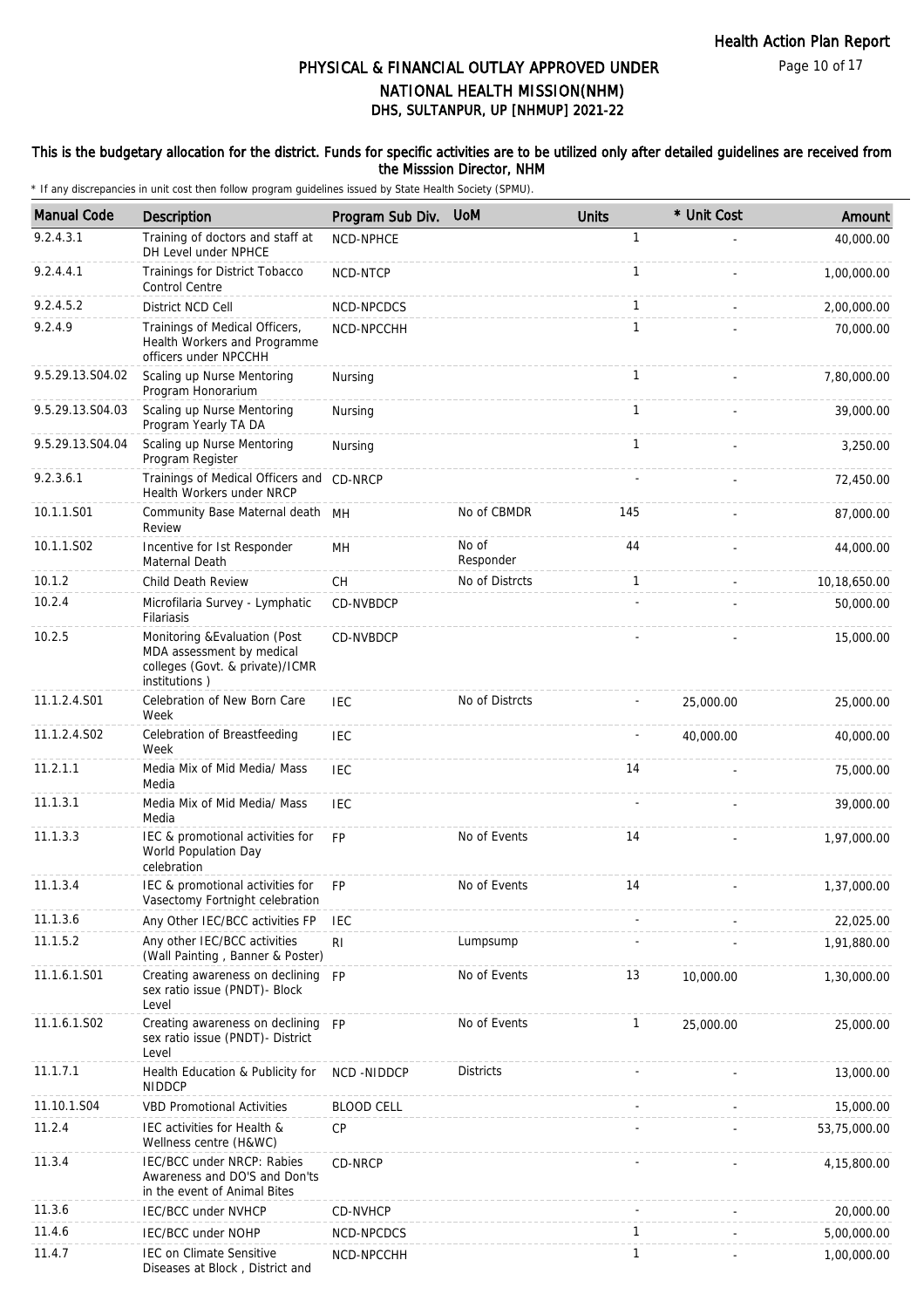# PHYSICAL & FINANCIAL OUTLAY APPROVED UNDER NATIONAL HEALTH MISSION(NHM)

## DHS, SULTANPUR, UP [NHMUP] 2021-22

**This is the budgetary allocation for the district. Funds for specific activities are to be utilized only after detailed guidelines are received from the Misssion Director, NHM**

\* If any discrepancies in unit cost then follow program guidelines issued by State Health Society (SPMU).

| Manual Code | Description | Program Sub Div. | UoM | Units | * Unit Cost | Amount |
|---|---|---|---|---|---|---|
| 9.2.4.3.1 | Training of doctors and staff at DH Level under NPHCE | NCD-NPHCE | | 1 | - | 40,000.00 |
| 9.2.4.4.1 | Trainings for District Tobacco Control Centre | NCD-NTCP | | 1 | - | 1,00,000.00 |
| 9.2.4.5.2 | District NCD Cell | NCD-NPCDCS | | 1 | - | 2,00,000.00 |
| 9.2.4.9 | Trainings of Medical Officers, Health Workers and Programme officers under NPCCHH | NCD-NPCCHH | | 1 | - | 70,000.00 |
| 9.5.29.13.S04.02 | Scaling up Nurse Mentoring Program Honorarium | Nursing | | 1 | - | 7,80,000.00 |
| 9.5.29.13.S04.03 | Scaling up Nurse Mentoring Program Yearly TA DA | Nursing | | 1 | - | 39,000.00 |
| 9.5.29.13.S04.04 | Scaling up Nurse Mentoring Program Register | Nursing | | 1 | - | 3,250.00 |
| 9.2.3.6.1 | Trainings of Medical Officers and Health Workers under NRCP | CD-NRCP | | - | - | 72,450.00 |
| 10.1.1.S01 | Community Base Maternal death Review | MH | No of CBMDR | 145 | - | 87,000.00 |
| 10.1.1.S02 | Incentive for Ist Responder Maternal Death | MH | No of Responder | 44 | - | 44,000.00 |
| 10.1.2 | Child Death Review | CH | No of Distrcts | 1 | - | 10,18,650.00 |
| 10.2.4 | Microfilaria Survey - Lymphatic Filariasis | CD-NVBDCP | | - | - | 50,000.00 |
| 10.2.5 | Monitoring &Evaluation (Post MDA assessment by medical colleges (Govt. & private)/ICMR institutions ) | CD-NVBDCP | | - | - | 15,000.00 |
| 11.1.2.4.S01 | Celebration of New Born Care Week | IEC | No of Distrcts | - | 25,000.00 | 25,000.00 |
| 11.1.2.4.S02 | Celebration of Breastfeeding Week | IEC | | - | 40,000.00 | 40,000.00 |
| 11.2.1.1 | Media Mix of Mid Media/ Mass Media | IEC | | 14 | - | 75,000.00 |
| 11.1.3.1 | Media Mix of Mid Media/ Mass Media | IEC | | - | - | 39,000.00 |
| 11.1.3.3 | IEC & promotional activities for World Population Day celebration | FP | No of Events | 14 | - | 1,97,000.00 |
| 11.1.3.4 | IEC & promotional activities for Vasectomy Fortnight celebration | FP | No of Events | 14 | - | 1,37,000.00 |
| 11.1.3.6 | Any Other IEC/BCC activities FP | IEC | | - | - | 22,025.00 |
| 11.1.5.2 | Any other IEC/BCC activities (Wall Painting , Banner & Poster) | RI | Lumpsump | - | - | 1,91,880.00 |
| 11.1.6.1.S01 | Creating awareness on declining sex ratio issue (PNDT)- Block Level | FP | No of Events | 13 | 10,000.00 | 1,30,000.00 |
| 11.1.6.1.S02 | Creating awareness on declining sex ratio issue (PNDT)- District Level | FP | No of Events | 1 | 25,000.00 | 25,000.00 |
| 11.1.7.1 | Health Education & Publicity for NIDDCP | NCD -NIDDCP | Districts | - | - | 13,000.00 |
| 11.10.1.S04 | VBD Promotional Activities | BLOOD CELL | | - | - | 15,000.00 |
| 11.2.4 | IEC activities for Health & Wellness centre (H&WC) | CP | | - | - | 53,75,000.00 |
| 11.3.4 | IEC/BCC under NRCP: Rabies Awareness and DO'S and Don'ts in the event of Animal Bites | CD-NRCP | | - | - | 4,15,800.00 |
| 11.3.6 | IEC/BCC under NVHCP | CD-NVHCP | | - | - | 20,000.00 |
| 11.4.6 | IEC/BCC under NOHP | NCD-NPCDCS | | 1 | - | 5,00,000.00 |
| 11.4.7 | IEC on Climate Sensitive Diseases at Block , District and | NCD-NPCCHH | | 1 | - | 1,00,000.00 |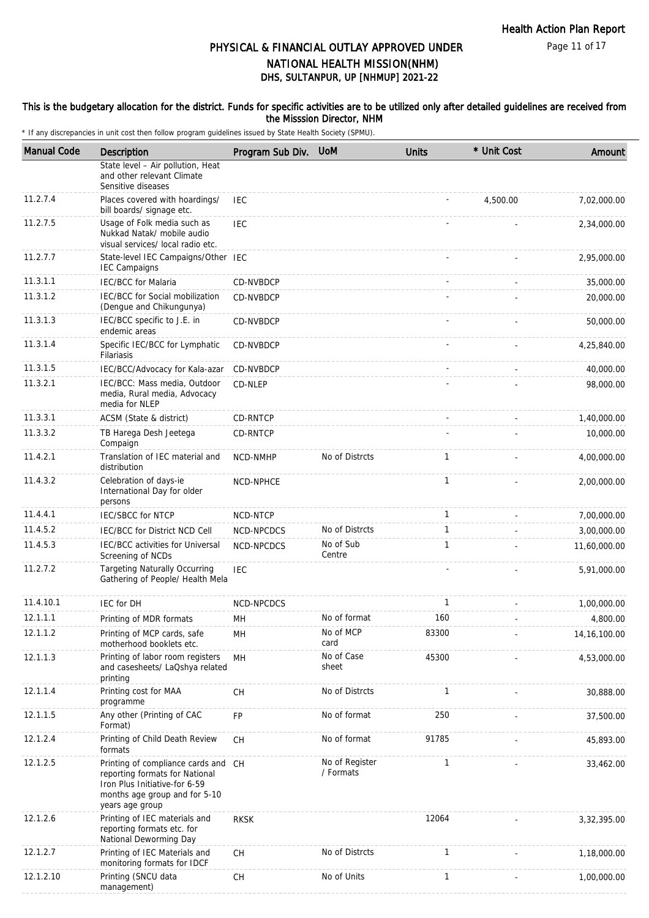# PHYSICAL & FINANCIAL OUTLAY APPROVED UNDER NATIONAL HEALTH MISSION(NHM)

## DHS, SULTANPUR, UP [NHMUP] 2021-22

**This is the budgetary allocation for the district. Funds for specific activities are to be utilized only after detailed guidelines are received from the Misssion Director, NHM**

\* If any discrepancies in unit cost then follow program guidelines issued by State Health Society (SPMU).

| Manual Code | Description | Program Sub Div. | UoM | Units | * Unit Cost | Amount |
|---|---|---|---|---|---|---|
| | State level – Air pollution, Heat and other relevant Climate Sensitive diseases | | | | | |
| 11.2.7.4 | Places covered with hoardings/ bill boards/ signage etc. | IEC | | - | 4,500.00 | 7,02,000.00 |
| 11.2.7.5 | Usage of Folk media such as Nukkad Natak/ mobile audio visual services/ local radio etc. | IEC | | - | - | 2,34,000.00 |
| 11.2.7.7 | State-level IEC Campaigns/Other IEC Campaigns | IEC | | - | - | 2,95,000.00 |
| 11.3.1.1 | IEC/BCC for Malaria | CD-NVBDCP | | - | - | 35,000.00 |
| 11.3.1.2 | IEC/BCC for Social mobilization (Dengue and Chikungunya) | CD-NVBDCP | | - | - | 20,000.00 |
| 11.3.1.3 | IEC/BCC specific to J.E. in endemic areas | CD-NVBDCP | | - | - | 50,000.00 |
| 11.3.1.4 | Specific IEC/BCC for Lymphatic Filariasis | CD-NVBDCP | | - | - | 4,25,840.00 |
| 11.3.1.5 | IEC/BCC/Advocacy for Kala-azar | CD-NVBDCP | | - | - | 40,000.00 |
| 11.3.2.1 | IEC/BCC: Mass media, Outdoor media, Rural media, Advocacy media for NLEP | CD-NLEP | | - | - | 98,000.00 |
| 11.3.3.1 | ACSM (State & district) | CD-RNTCP | | - | - | 1,40,000.00 |
| 11.3.3.2 | TB Harega Desh Jeetega Compaign | CD-RNTCP | | - | - | 10,000.00 |
| 11.4.2.1 | Translation of IEC material and distribution | NCD-NMHP | No of Distrcts | 1 | - | 4,00,000.00 |
| 11.4.3.2 | Celebration of days-ie International Day for older persons | NCD-NPHCE | | 1 | - | 2,00,000.00 |
| 11.4.4.1 | IEC/SBCC for NTCP | NCD-NTCP | | 1 | - | 7,00,000.00 |
| 11.4.5.2 | IEC/BCC for District NCD Cell | NCD-NPCDCS | No of Distrcts | 1 | - | 3,00,000.00 |
| 11.4.5.3 | IEC/BCC activities for Universal Screening of NCDs | NCD-NPCDCS | No of Sub Centre | 1 | - | 11,60,000.00 |
| 11.2.7.2 | Targeting Naturally Occurring Gathering of People/ Health Mela | IEC | | - | - | 5,91,000.00 |
| 11.4.10.1 | IEC for DH | NCD-NPCDCS | | 1 | - | 1,00,000.00 |
| 12.1.1.1 | Printing of MDR formats | MH | No of format | 160 | - | 4,800.00 |
| 12.1.1.2 | Printing of MCP cards, safe motherhood booklets etc. | MH | No of MCP card | 83300 | - | 14,16,100.00 |
| 12.1.1.3 | Printing of labor room registers and casesheets/ LaQshya related printing | MH | No of Case sheet | 45300 | - | 4,53,000.00 |
| 12.1.1.4 | Printing cost for MAA programme | CH | No of Distrcts | 1 | - | 30,888.00 |
| 12.1.1.5 | Any other (Printing of CAC Format) | FP | No of format | 250 | - | 37,500.00 |
| 12.1.2.4 | Printing of Child Death Review formats | CH | No of format | 91785 | - | 45,893.00 |
| 12.1.2.5 | Printing of compliance cards and reporting formats for National Iron Plus Initiative-for 6-59 months age group and for 5-10 years age group | CH | No of Register / Formats | 1 | - | 33,462.00 |
| 12.1.2.6 | Printing of IEC materials and reporting formats etc. for National Deworming Day | RKSK | | 12064 | - | 3,32,395.00 |
| 12.1.2.7 | Printing of IEC Materials and monitoring formats for IDCF | CH | No of Distrcts | 1 | - | 1,18,000.00 |
| 12.1.2.10 | Printing (SNCU data management) | CH | No of Units | 1 | - | 1,00,000.00 |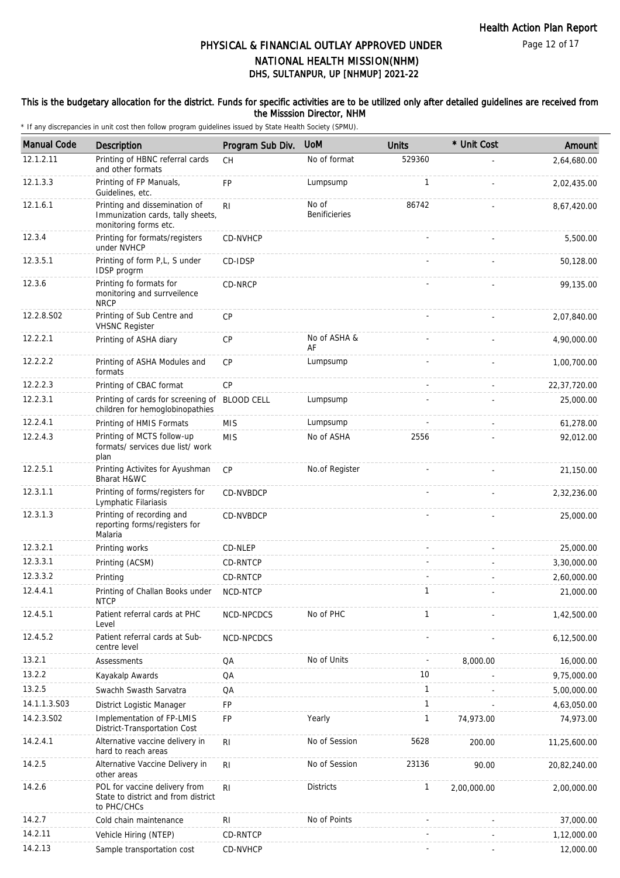# PHYSICAL & FINANCIAL OUTLAY APPROVED UNDER NATIONAL HEALTH MISSION(NHM)

## DHS, SULTANPUR, UP [NHMUP] 2021-22

**This is the budgetary allocation for the district. Funds for specific activities are to be utilized only after detailed guidelines are received from the Misssion Director, NHM**

\* If any discrepancies in unit cost then follow program guidelines issued by State Health Society (SPMU).

| Manual Code | Description | Program Sub Div. | UoM | Units | * Unit Cost | Amount |
|---|---|---|---|---|---|---|
| 12.1.2.11 | Printing of HBNC referral cards and other formats | CH | No of format | 529360 | - | 2,64,680.00 |
| 12.1.3.3 | Printing of FP Manuals, Guidelines, etc. | FP | Lumpsump | 1 | - | 2,02,435.00 |
| 12.1.6.1 | Printing and dissemination of Immunization cards, tally sheets, monitoring forms etc. | RI | No of Benificieries | 86742 | - | 8,67,420.00 |
| 12.3.4 | Printing for formats/registers under NVHCP | CD-NVHCP | | - | - | 5,500.00 |
| 12.3.5.1 | Printing of form P,L, S under IDSP progrm | CD-IDSP | | - | - | 50,128.00 |
| 12.3.6 | Printing fo formats for monitoring and surrveilence NRCP | CD-NRCP | | - | - | 99,135.00 |
| 12.2.8.S02 | Printing of Sub Centre and VHSNC Register | CP | | - | - | 2,07,840.00 |
| 12.2.2.1 | Printing of ASHA diary | CP | No of ASHA & AF | - | - | 4,90,000.00 |
| 12.2.2.2 | Printing of ASHA Modules and formats | CP | Lumpsump | - | - | 1,00,700.00 |
| 12.2.2.3 | Printing of CBAC format | CP | | - | - | 22,37,720.00 |
| 12.2.3.1 | Printing of cards for screening of children for hemoglobinopathies | BLOOD CELL | Lumpsump | - | - | 25,000.00 |
| 12.2.4.1 | Printing of HMIS Formats | MIS | Lumpsump | - | - | 61,278.00 |
| 12.2.4.3 | Printing of MCTS follow-up formats/ services due list/ work plan | MIS | No of ASHA | 2556 | - | 92,012.00 |
| 12.2.5.1 | Printing Activites for Ayushman Bharat H&WC | CP | No.of Register | - | - | 21,150.00 |
| 12.3.1.1 | Printing of forms/registers for Lymphatic Filariasis | CD-NVBDCP | | - | - | 2,32,236.00 |
| 12.3.1.3 | Printing of recording and reporting forms/registers for Malaria | CD-NVBDCP | | - | - | 25,000.00 |
| 12.3.2.1 | Printing works | CD-NLEP | | - | - | 25,000.00 |
| 12.3.3.1 | Printing (ACSM) | CD-RNTCP | | - | - | 3,30,000.00 |
| 12.3.3.2 | Printing | CD-RNTCP | | - | - | 2,60,000.00 |
| 12.4.4.1 | Printing of Challan Books under NTCP | NCD-NTCP | | 1 | - | 21,000.00 |
| 12.4.5.1 | Patient referral cards at PHC Level | NCD-NPCDCS | No of PHC | 1 | - | 1,42,500.00 |
| 12.4.5.2 | Patient referral cards at Sub-centre level | NCD-NPCDCS | | - | - | 6,12,500.00 |
| 13.2.1 | Assessments | QA | No of Units | - | 8,000.00 | 16,000.00 |
| 13.2.2 | Kayakalp Awards | QA | | 10 | - | 9,75,000.00 |
| 13.2.5 | Swachh Swasth Sarvatra | QA | | 1 | - | 5,00,000.00 |
| 14.1.1.3.S03 | District Logistic Manager | FP | | 1 | - | 4,63,050.00 |
| 14.2.3.S02 | Implementation of FP-LMIS District-Transportation Cost | FP | Yearly | 1 | 74,973.00 | 74,973.00 |
| 14.2.4.1 | Alternative vaccine delivery in hard to reach areas | RI | No of Session | 5628 | 200.00 | 11,25,600.00 |
| 14.2.5 | Alternative Vaccine Delivery in other areas | RI | No of Session | 23136 | 90.00 | 20,82,240.00 |
| 14.2.6 | POL for vaccine delivery from State to district and from district to PHC/CHCs | RI | Districts | 1 | 2,00,000.00 | 2,00,000.00 |
| 14.2.7 | Cold chain maintenance | RI | No of Points | - | - | 37,000.00 |
| 14.2.11 | Vehicle Hiring (NTEP) | CD-RNTCP | | - | - | 1,12,000.00 |
| 14.2.13 | Sample transportation cost | CD-NVHCP | | - | - | 12,000.00 |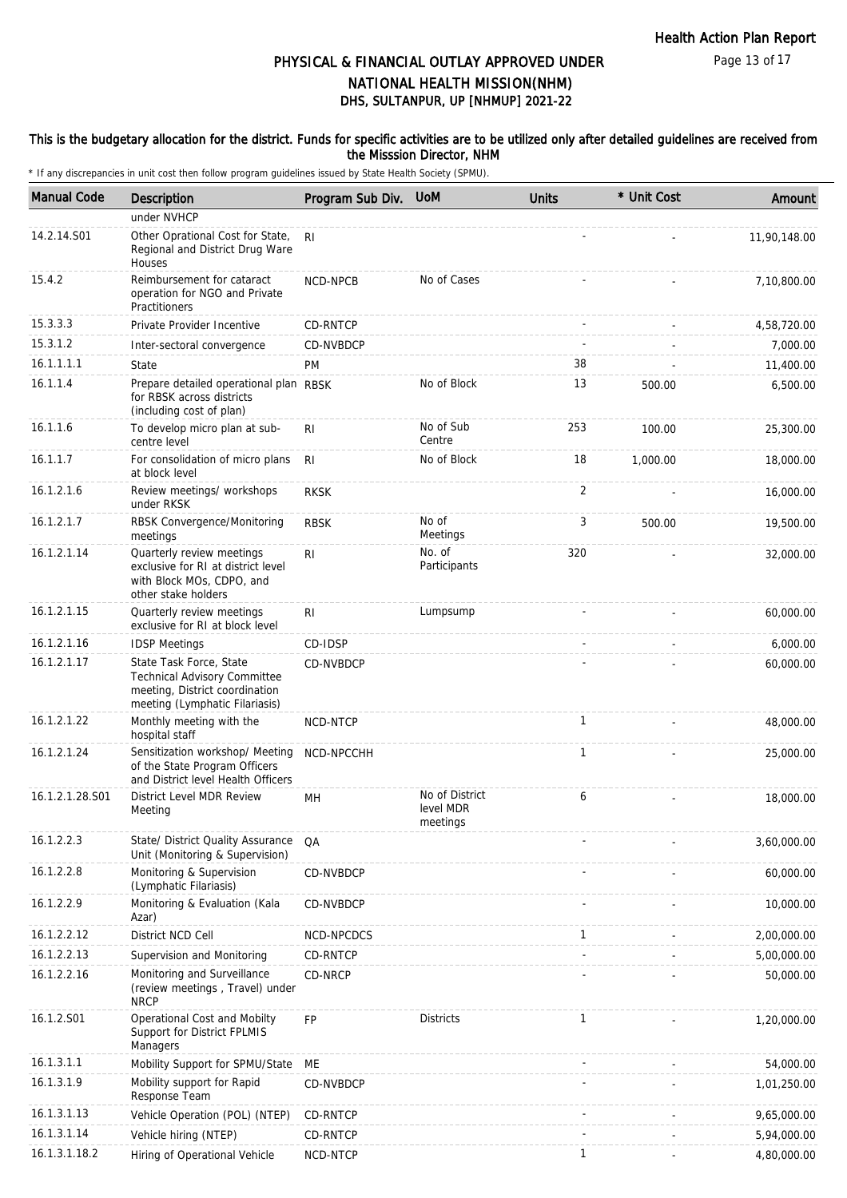# PHYSICAL & FINANCIAL OUTLAY APPROVED UNDER NATIONAL HEALTH MISSION(NHM)
## DHS, SULTANPUR, UP [NHMUP] 2021-22

**This is the budgetary allocation for the district. Funds for specific activities are to be utilized only after detailed guidelines are received from the Misssion Director, NHM**

\* If any discrepancies in unit cost then follow program guidelines issued by State Health Society (SPMU).

| Manual Code | Description | Program Sub Div. | UoM | Units | * Unit Cost | Amount |
|---|---|---|---|---|---|---|
| | under NVHCP | | | | | |
| 14.2.14.S01 | Other Oprational Cost for State, Regional and District Drug Ware Houses | RI | | - | - | 11,90,148.00 |
| 15.4.2 | Reimbursement for cataract operation for NGO and Private Practitioners | NCD-NPCB | No of Cases | - | - | 7,10,800.00 |
| 15.3.3.3 | Private Provider Incentive | CD-RNTCP | | - | - | 4,58,720.00 |
| 15.3.1.2 | Inter-sectoral convergence | CD-NVBDCP | | - | - | 7,000.00 |
| 16.1.1.1.1 | State | PM | | 38 | - | 11,400.00 |
| 16.1.1.4 | Prepare detailed operational plan for RBSK across districts (including cost of plan) | RBSK | No of Block | 13 | 500.00 | 6,500.00 |
| 16.1.1.6 | To develop micro plan at sub-centre level | RI | No of Sub Centre | 253 | 100.00 | 25,300.00 |
| 16.1.1.7 | For consolidation of micro plans at block level | RI | No of Block | 18 | 1,000.00 | 18,000.00 |
| 16.1.2.1.6 | Review meetings/ workshops under RKSK | RKSK | | 2 | - | 16,000.00 |
| 16.1.2.1.7 | RBSK Convergence/Monitoring meetings | RBSK | No of Meetings | 3 | 500.00 | 19,500.00 |
| 16.1.2.1.14 | Quarterly review meetings exclusive for RI at district level with Block MOs, CDPO, and other stake holders | RI | No. of Participants | 320 | - | 32,000.00 |
| 16.1.2.1.15 | Quarterly review meetings exclusive for RI at block level | RI | Lumpsump | - | - | 60,000.00 |
| 16.1.2.1.16 | IDSP Meetings | CD-IDSP | | - | - | 6,000.00 |
| 16.1.2.1.17 | State Task Force, State Technical Advisory Committee meeting, District coordination meeting (Lymphatic Filariasis) | CD-NVBDCP | | - | - | 60,000.00 |
| 16.1.2.1.22 | Monthly meeting with the hospital staff | NCD-NTCP | | 1 | - | 48,000.00 |
| 16.1.2.1.24 | Sensitization workshop/ Meeting of the State Program Officers and District level Health Officers | NCD-NPCCHH | | 1 | - | 25,000.00 |
| 16.1.2.1.28.S01 | District Level MDR Review Meeting | MH | No of District level MDR meetings | 6 | - | 18,000.00 |
| 16.1.2.2.3 | State/ District Quality Assurance Unit (Monitoring & Supervision) | QA | | - | - | 3,60,000.00 |
| 16.1.2.2.8 | Monitoring & Supervision (Lymphatic Filariasis) | CD-NVBDCP | | - | - | 60,000.00 |
| 16.1.2.2.9 | Monitoring & Evaluation (Kala Azar) | CD-NVBDCP | | - | - | 10,000.00 |
| 16.1.2.2.12 | District NCD Cell | NCD-NPCDCS | | 1 | - | 2,00,000.00 |
| 16.1.2.2.13 | Supervision and Monitoring | CD-RNTCP | | - | - | 5,00,000.00 |
| 16.1.2.2.16 | Monitoring and Surveillance (review meetings , Travel) under NRCP | CD-NRCP | | - | - | 50,000.00 |
| 16.1.2.S01 | Operational Cost and Mobilty Support for District FPLMIS Managers | FP | Districts | 1 | - | 1,20,000.00 |
| 16.1.3.1.1 | Mobility Support for SPMU/State | ME | | - | - | 54,000.00 |
| 16.1.3.1.9 | Mobility support for Rapid Response Team | CD-NVBDCP | | - | - | 1,01,250.00 |
| 16.1.3.1.13 | Vehicle Operation (POL) (NTEP) | CD-RNTCP | | - | - | 9,65,000.00 |
| 16.1.3.1.14 | Vehicle hiring (NTEP) | CD-RNTCP | | - | - | 5,94,000.00 |
| 16.1.3.1.18.2 | Hiring of Operational Vehicle | NCD-NTCP | | 1 | - | 4,80,000.00 |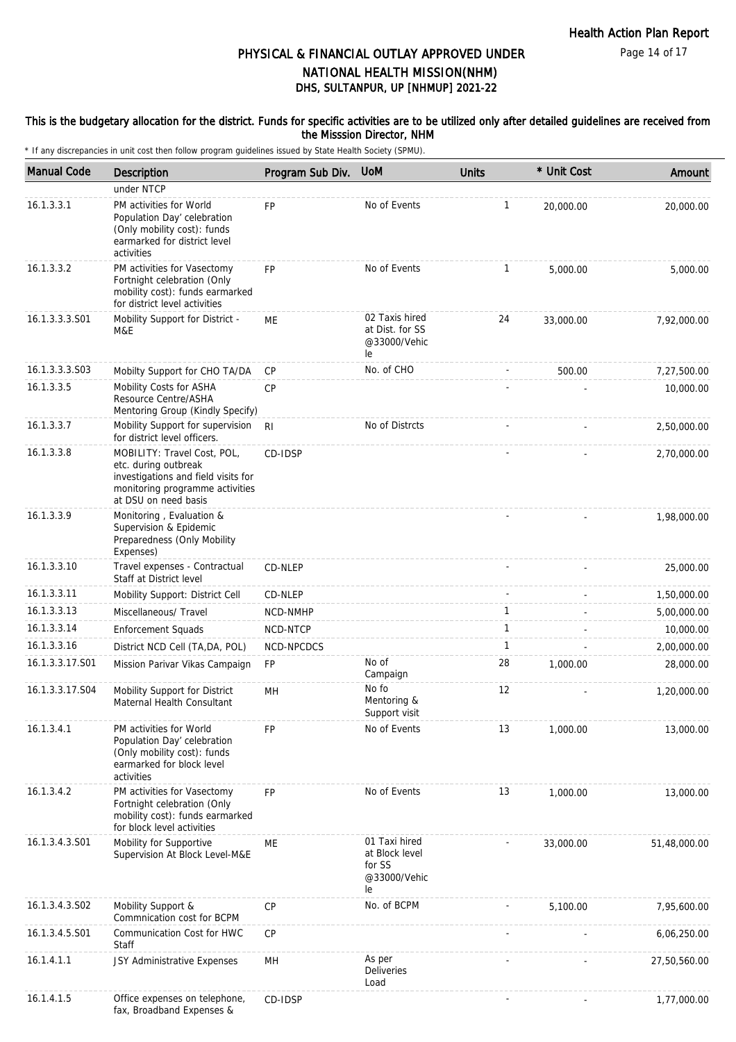# PHYSICAL & FINANCIAL OUTLAY APPROVED UNDER NATIONAL HEALTH MISSION(NHM)
## DHS, SULTANPUR, UP [NHMUP] 2021-22

**This is the budgetary allocation for the district. Funds for specific activities are to be utilized only after detailed guidelines are received from the Misssion Director, NHM**

\* If any discrepancies in unit cost then follow program guidelines issued by State Health Society (SPMU).

| Manual Code | Description | Program Sub Div. | UoM | Units | * Unit Cost | Amount |
|---|---|---|---|---|---|---|
| | under NTCP | | | | | |
| 16.1.3.3.1 | PM activities for World Population Day' celebration (Only mobility cost): funds earmarked for district level activities | FP | No of Events | 1 | 20,000.00 | 20,000.00 |
| 16.1.3.3.2 | PM activities for Vasectomy Fortnight celebration (Only mobility cost): funds earmarked for district level activities | FP | No of Events | 1 | 5,000.00 | 5,000.00 |
| 16.1.3.3.3.S01 | Mobility Support for District - M&E | ME | 02 Taxis hired at Dist. for SS @33000/Vehicle | 24 | 33,000.00 | 7,92,000.00 |
| 16.1.3.3.3.S03 | Mobilty Support for CHO TA/DA | CP | No. of CHO | - | 500.00 | 7,27,500.00 |
| 16.1.3.3.5 | Mobility Costs for ASHA Resource Centre/ASHA Mentoring Group (Kindly Specify) | CP | | - | - | 10,000.00 |
| 16.1.3.3.7 | Mobility Support for supervision for district level officers. | RI | No of Distrcts | - | - | 2,50,000.00 |
| 16.1.3.3.8 | MOBILITY: Travel Cost, POL, etc. during outbreak investigations and field visits for monitoring programme activities at DSU on need basis | CD-IDSP | | - | - | 2,70,000.00 |
| 16.1.3.3.9 | Monitoring , Evaluation & Supervision & Epidemic Preparedness (Only Mobility Expenses) | | | - | - | 1,98,000.00 |
| 16.1.3.3.10 | Travel expenses - Contractual Staff at District level | CD-NLEP | | - | - | 25,000.00 |
| 16.1.3.3.11 | Mobility Support: District Cell | CD-NLEP | | - | - | 1,50,000.00 |
| 16.1.3.3.13 | Miscellaneous/ Travel | NCD-NMHP | | 1 | - | 5,00,000.00 |
| 16.1.3.3.14 | Enforcement Squads | NCD-NTCP | | 1 | - | 10,000.00 |
| 16.1.3.3.16 | District NCD Cell (TA,DA, POL) | NCD-NPCDCS | | 1 | - | 2,00,000.00 |
| 16.1.3.3.17.S01 | Mission Parivar Vikas Campaign | FP | No of Campaign | 28 | 1,000.00 | 28,000.00 |
| 16.1.3.3.17.S04 | Mobility Support for District Maternal Health Consultant | MH | No fo Mentoring & Support visit | 12 | - | 1,20,000.00 |
| 16.1.3.4.1 | PM activities for World Population Day' celebration (Only mobility cost): funds earmarked for block level activities | FP | No of Events | 13 | 1,000.00 | 13,000.00 |
| 16.1.3.4.2 | PM activities for Vasectomy Fortnight celebration (Only mobility cost): funds earmarked for block level activities | FP | No of Events | 13 | 1,000.00 | 13,000.00 |
| 16.1.3.4.3.S01 | Mobility for Supportive Supervision At Block Level-M&E | ME | 01 Taxi hired at Block level for SS @33000/Vehicle | - | 33,000.00 | 51,48,000.00 |
| 16.1.3.4.3.S02 | Mobility Support & Commnication cost for BCPM | CP | No. of BCPM | - | 5,100.00 | 7,95,600.00 |
| 16.1.3.4.5.S01 | Communication Cost for HWC Staff | CP | | - | - | 6,06,250.00 |
| 16.1.4.1.1 | JSY Administrative Expenses | MH | As per Deliveries Load | - | - | 27,50,560.00 |
| 16.1.4.1.5 | Office expenses on telephone, fax, Broadband Expenses & | CD-IDSP | | - | - | 1,77,000.00 |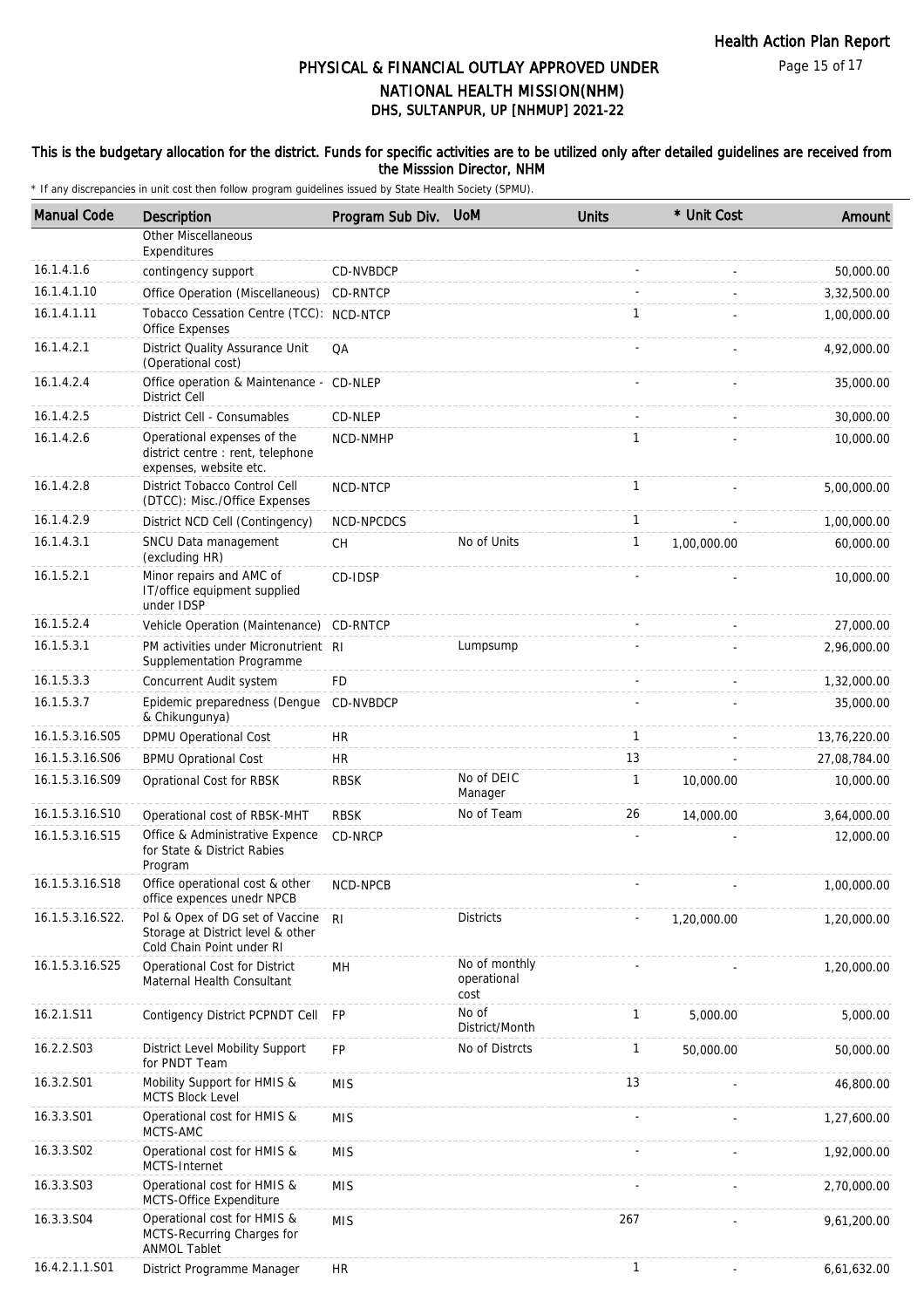# PHYSICAL & FINANCIAL OUTLAY APPROVED UNDER NATIONAL HEALTH MISSION(NHM)
## DHS, SULTANPUR, UP [NHMUP] 2021-22

**This is the budgetary allocation for the district. Funds for specific activities are to be utilized only after detailed guidelines are received from the Misssion Director, NHM**

\* If any discrepancies in unit cost then follow program guidelines issued by State Health Society (SPMU).

| Manual Code | Description | Program Sub Div. | UoM | Units | * Unit Cost | Amount |
|---|---|---|---|---|---|---|
| | Other Miscellaneous Expenditures | | | | | |
| 16.1.4.1.6 | contingency support | CD-NVBDCP | | - | - | 50,000.00 |
| 16.1.4.1.10 | Office Operation (Miscellaneous) | CD-RNTCP | | - | - | 3,32,500.00 |
| 16.1.4.1.11 | Tobacco Cessation Centre (TCC): Office Expenses | NCD-NTCP | | 1 | - | 1,00,000.00 |
| 16.1.4.2.1 | District Quality Assurance Unit (Operational cost) | QA | | - | - | 4,92,000.00 |
| 16.1.4.2.4 | Office operation & Maintenance - District Cell | CD-NLEP | | - | - | 35,000.00 |
| 16.1.4.2.5 | District Cell - Consumables | CD-NLEP | | - | - | 30,000.00 |
| 16.1.4.2.6 | Operational expenses of the district centre : rent, telephone expenses, website etc. | NCD-NMHP | | 1 | - | 10,000.00 |
| 16.1.4.2.8 | District Tobacco Control Cell (DTCC): Misc./Office Expenses | NCD-NTCP | | 1 | - | 5,00,000.00 |
| 16.1.4.2.9 | District NCD Cell (Contingency) | NCD-NPCDCS | | 1 | - | 1,00,000.00 |
| 16.1.4.3.1 | SNCU Data management (excluding HR) | CH | No of Units | 1 | 1,00,000.00 | 60,000.00 |
| 16.1.5.2.1 | Minor repairs and AMC of IT/office equipment supplied under IDSP | CD-IDSP | | - | - | 10,000.00 |
| 16.1.5.2.4 | Vehicle Operation (Maintenance) | CD-RNTCP | | - | - | 27,000.00 |
| 16.1.5.3.1 | PM activities under Micronutrient Supplementation Programme | RI | Lumpsump | - | - | 2,96,000.00 |
| 16.1.5.3.3 | Concurrent Audit system | FD | | - | - | 1,32,000.00 |
| 16.1.5.3.7 | Epidemic preparedness (Dengue & Chikungunya) | CD-NVBDCP | | - | - | 35,000.00 |
| 16.1.5.3.16.S05 | DPMU Operational Cost | HR | | 1 | - | 13,76,220.00 |
| 16.1.5.3.16.S06 | BPMU Oprational Cost | HR | | 13 | - | 27,08,784.00 |
| 16.1.5.3.16.S09 | Oprational Cost for RBSK | RBSK | No of DEIC Manager | 1 | 10,000.00 | 10,000.00 |
| 16.1.5.3.16.S10 | Operational cost of RBSK-MHT | RBSK | No of Team | 26 | 14,000.00 | 3,64,000.00 |
| 16.1.5.3.16.S15 | Office & Administrative Expence for State & District Rabies Program | CD-NRCP | | - | - | 12,000.00 |
| 16.1.5.3.16.S18 | Office operational cost & other office expences unedr NPCB | NCD-NPCB | | - | - | 1,00,000.00 |
| 16.1.5.3.16.S22. | Pol & Opex of DG set of Vaccine Storage at District level & other Cold Chain Point under RI | RI | Districts | - | 1,20,000.00 | 1,20,000.00 |
| 16.1.5.3.16.S25 | Operational Cost for District Maternal Health Consultant | MH | No of monthly operational cost | - | - | 1,20,000.00 |
| 16.2.1.S11 | Contigency District PCPNDT Cell | FP | No of District/Month | 1 | 5,000.00 | 5,000.00 |
| 16.2.2.S03 | District Level Mobility Support for PNDT Team | FP | No of Distrcts | 1 | 50,000.00 | 50,000.00 |
| 16.3.2.S01 | Mobility Support for HMIS & MCTS Block Level | MIS | | 13 | - | 46,800.00 |
| 16.3.3.S01 | Operational cost for HMIS & MCTS-AMC | MIS | | - | - | 1,27,600.00 |
| 16.3.3.S02 | Operational cost for HMIS & MCTS-Internet | MIS | | - | - | 1,92,000.00 |
| 16.3.3.S03 | Operational cost for HMIS & MCTS-Office Expenditure | MIS | | - | - | 2,70,000.00 |
| 16.3.3.S04 | Operational cost for HMIS & MCTS-Recurring Charges for ANMOL Tablet | MIS | | 267 | - | 9,61,200.00 |
| 16.4.2.1.1.S01 | District Programme Manager | HR | | 1 | - | 6,61,632.00 |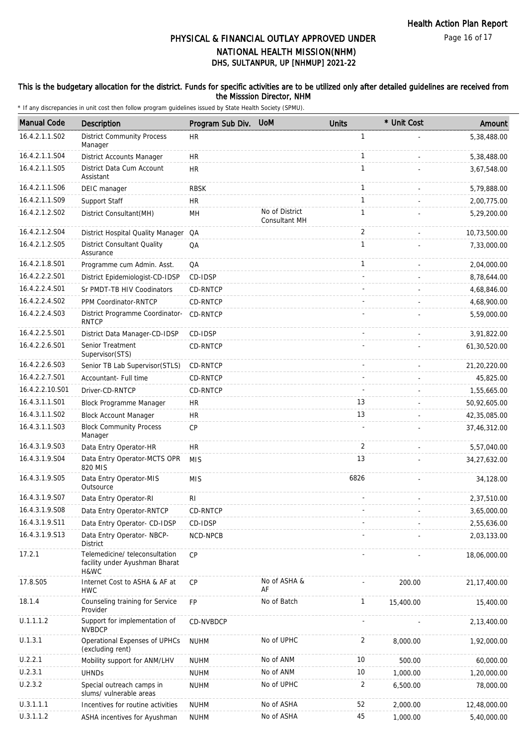# PHYSICAL & FINANCIAL OUTLAY APPROVED UNDER NATIONAL HEALTH MISSION(NHM)
## DHS, SULTANPUR, UP [NHMUP] 2021-22

**This is the budgetary allocation for the district. Funds for specific activities are to be utilized only after detailed guidelines are received from the Misssion Director, NHM**

\* If any discrepancies in unit cost then follow program guidelines issued by State Health Society (SPMU).

| Manual Code | Description | Program Sub Div. | UoM | Units | * Unit Cost | Amount |
|---|---|---|---|---|---|---|
| 16.4.2.1.1.S02 | District Community Process Manager | HR | | 1 | - | 5,38,488.00 |
| 16.4.2.1.1.S04 | District Accounts Manager | HR | | 1 | - | 5,38,488.00 |
| 16.4.2.1.1.S05 | District Data Cum Account Assistant | HR | | 1 | - | 3,67,548.00 |
| 16.4.2.1.1.S06 | DEIC manager | RBSK | | 1 | - | 5,79,888.00 |
| 16.4.2.1.1.S09 | Support Staff | HR | | 1 | - | 2,00,775.00 |
| 16.4.2.1.2.S02 | District Consultant(MH) | MH | No of District Consultant MH | 1 | - | 5,29,200.00 |
| 16.4.2.1.2.S04 | District Hospital Quality Manager | QA | | 2 | - | 10,73,500.00 |
| 16.4.2.1.2.S05 | District Consultant Quality Assurance | QA | | 1 | - | 7,33,000.00 |
| 16.4.2.1.8.S01 | Programme cum Admin. Asst. | QA | | 1 | - | 2,04,000.00 |
| 16.4.2.2.2.S01 | District Epidemiologist-CD-IDSP | CD-IDSP | | - | - | 8,78,644.00 |
| 16.4.2.2.4.S01 | Sr PMDT-TB HIV Coodinators | CD-RNTCP | | - | - | 4,68,846.00 |
| 16.4.2.2.4.S02 | PPM Coordinator-RNTCP | CD-RNTCP | | - | - | 4,68,900.00 |
| 16.4.2.2.4.S03 | District Programme Coordinator-RNTCP | CD-RNTCP | | - | - | 5,59,000.00 |
| 16.4.2.2.5.S01 | District Data Manager-CD-IDSP | CD-IDSP | | - | - | 3,91,822.00 |
| 16.4.2.2.6.S01 | Senior Treatment Supervisor(STS) | CD-RNTCP | | - | - | 61,30,520.00 |
| 16.4.2.2.6.S03 | Senior TB Lab Supervisor(STLS) | CD-RNTCP | | - | - | 21,20,220.00 |
| 16.4.2.2.7.S01 | Accountant- Full time | CD-RNTCP | | - | - | 45,825.00 |
| 16.4.2.2.10.S01 | Driver-CD-RNTCP | CD-RNTCP | | - | - | 1,55,665.00 |
| 16.4.3.1.1.S01 | Block Programme Manager | HR | | 13 | - | 50,92,605.00 |
| 16.4.3.1.1.S02 | Block Account Manager | HR | | 13 | - | 42,35,085.00 |
| 16.4.3.1.1.S03 | Block Community Process Manager | CP | | - | - | 37,46,312.00 |
| 16.4.3.1.9.S03 | Data Entry Operator-HR | HR | | 2 | - | 5,57,040.00 |
| 16.4.3.1.9.S04 | Data Entry Operator-MCTS OPR 820 MIS | MIS | | 13 | - | 34,27,632.00 |
| 16.4.3.1.9.S05 | Data Entry Operator-MIS Outsource | MIS | | 6826 | - | 34,128.00 |
| 16.4.3.1.9.S07 | Data Entry Operator-RI | RI | | - | - | 2,37,510.00 |
| 16.4.3.1.9.S08 | Data Entry Operator-RNTCP | CD-RNTCP | | - | - | 3,65,000.00 |
| 16.4.3.1.9.S11 | Data Entry Operator- CD-IDSP | CD-IDSP | | - | - | 2,55,636.00 |
| 16.4.3.1.9.S13 | Data Entry Operator- NBCP-District | NCD-NPCB | | - | - | 2,03,133.00 |
| 17.2.1 | Telemedicine/ teleconsultation facility under Ayushman Bharat H&WC | CP | | - | - | 18,06,000.00 |
| 17.8.S05 | Internet Cost to ASHA & AF at HWC | CP | No of ASHA & AF | - | 200.00 | 21,17,400.00 |
| 18.1.4 | Counseling training for Service Provider | FP | No of Batch | 1 | 15,400.00 | 15,400.00 |
| U.1.1.1.2 | Support for implementation of NVBDCP | CD-NVBDCP | | - | - | 2,13,400.00 |
| U.1.3.1 | Operational Expenses of UPHCs (excluding rent) | NUHM | No of UPHC | 2 | 8,000.00 | 1,92,000.00 |
| U.2.2.1 | Mobility support for ANM/LHV | NUHM | No of ANM | 10 | 500.00 | 60,000.00 |
| U.2.3.1 | UHNDs | NUHM | No of ANM | 10 | 1,000.00 | 1,20,000.00 |
| U.2.3.2 | Special outreach camps in slums/ vulnerable areas | NUHM | No of UPHC | 2 | 6,500.00 | 78,000.00 |
| U.3.1.1.1 | Incentives for routine activities | NUHM | No of ASHA | 52 | 2,000.00 | 12,48,000.00 |
| U.3.1.1.2 | ASHA incentives for Ayushman | NUHM | No of ASHA | 45 | 1,000.00 | 5,40,000.00 |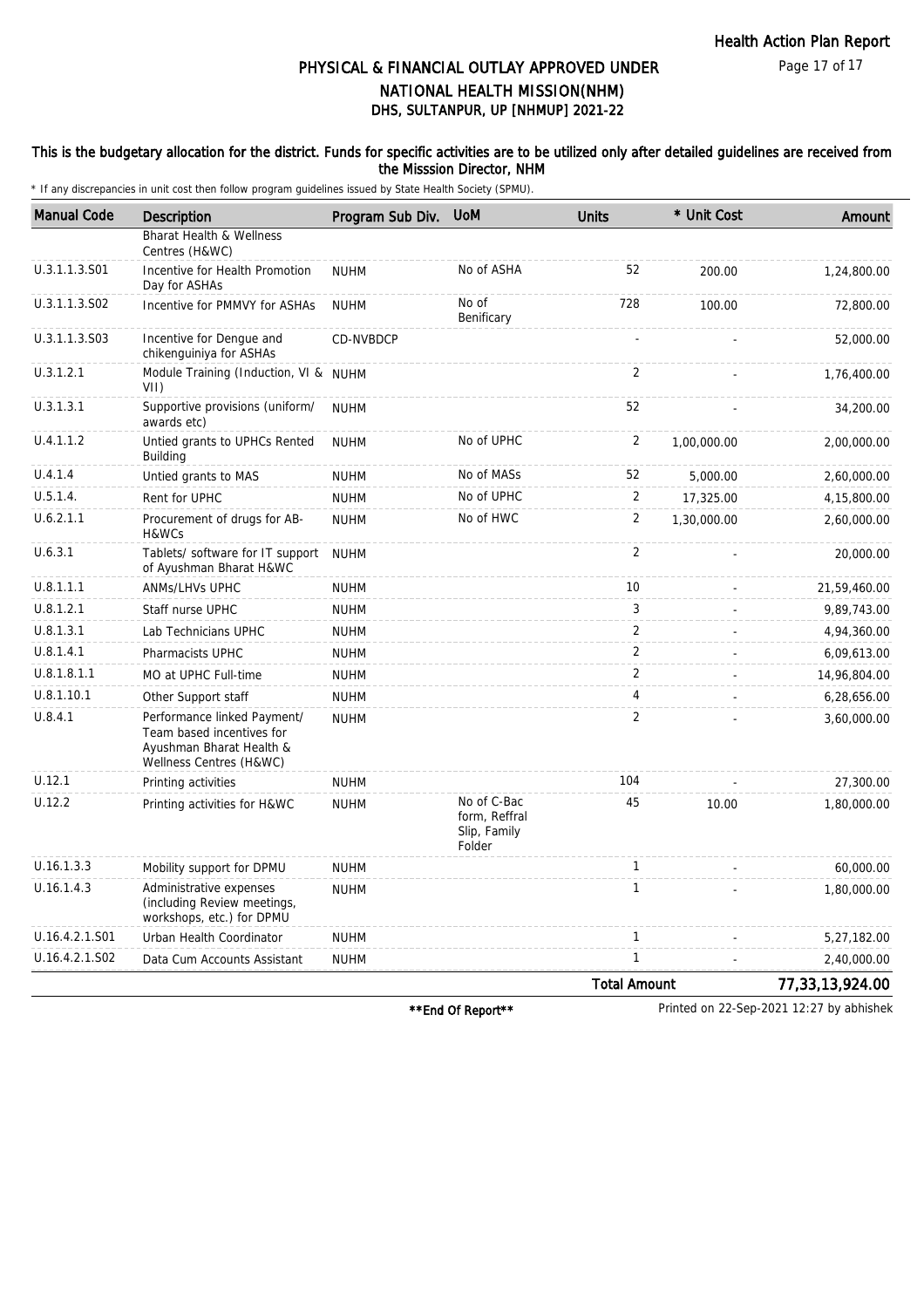# PHYSICAL & FINANCIAL OUTLAY APPROVED UNDER NATIONAL HEALTH MISSION(NHM)
## DHS, SULTANPUR, UP [NHMUP] 2021-22

**This is the budgetary allocation for the district. Funds for specific activities are to be utilized only after detailed guidelines are received from the Misssion Director, NHM**

\* If any discrepancies in unit cost then follow program guidelines issued by State Health Society (SPMU).

| Manual Code | Description | Program Sub Div. | UoM | Units | * Unit Cost | Amount |
|---|---|---|---|---|---|---|
| | Bharat Health & Wellness Centres (H&WC) | | | | | |
| U.3.1.1.3.S01 | Incentive for Health Promotion Day for ASHAs | NUHM | No of ASHA | 52 | 200.00 | 1,24,800.00 |
| U.3.1.1.3.S02 | Incentive for PMMVY for ASHAs | NUHM | No of Benificary | 728 | 100.00 | 72,800.00 |
| U.3.1.1.3.S03 | Incentive for Dengue and chikenguiniya for ASHAs | CD-NVBDCP | | - | - | 52,000.00 |
| U.3.1.2.1 | Module Training (Induction, VI & VII) | NUHM | | 2 | - | 1,76,400.00 |
| U.3.1.3.1 | Supportive provisions (uniform/ awards etc) | NUHM | | 52 | - | 34,200.00 |
| U.4.1.1.2 | Untied grants to UPHCs Rented Building | NUHM | No of UPHC | 2 | 1,00,000.00 | 2,00,000.00 |
| U.4.1.4 | Untied grants to MAS | NUHM | No of MASs | 52 | 5,000.00 | 2,60,000.00 |
| U.5.1.4. | Rent for UPHC | NUHM | No of UPHC | 2 | 17,325.00 | 4,15,800.00 |
| U.6.2.1.1 | Procurement of drugs for AB-H&WCs | NUHM | No of HWC | 2 | 1,30,000.00 | 2,60,000.00 |
| U.6.3.1 | Tablets/ software for IT support of Ayushman Bharat H&WC | NUHM | | 2 | - | 20,000.00 |
| U.8.1.1.1 | ANMs/LHVs UPHC | NUHM | | 10 | - | 21,59,460.00 |
| U.8.1.2.1 | Staff nurse UPHC | NUHM | | 3 | - | 9,89,743.00 |
| U.8.1.3.1 | Lab Technicians UPHC | NUHM | | 2 | - | 4,94,360.00 |
| U.8.1.4.1 | Pharmacists UPHC | NUHM | | 2 | - | 6,09,613.00 |
| U.8.1.8.1.1 | MO at UPHC Full-time | NUHM | | 2 | - | 14,96,804.00 |
| U.8.1.10.1 | Other Support staff | NUHM | | 4 | - | 6,28,656.00 |
| U.8.4.1 | Performance linked Payment/ Team based incentives for Ayushman Bharat Health & Wellness Centres (H&WC) | NUHM | | 2 | - | 3,60,000.00 |
| U.12.1 | Printing activities | NUHM | | 104 | - | 27,300.00 |
| U.12.2 | Printing activities for H&WC | NUHM | No of C-Bac form, Reffral Slip, Family Folder | 45 | 10.00 | 1,80,000.00 |
| U.16.1.3.3 | Mobility support for DPMU | NUHM | | 1 | - | 60,000.00 |
| U.16.1.4.3 | Administrative expenses (including Review meetings, workshops, etc.) for DPMU | NUHM | | 1 | - | 1,80,000.00 |
| U.16.4.2.1.S01 | Urban Health Coordinator | NUHM | | 1 | - | 5,27,182.00 |
| U.16.4.2.1.S02 | Data Cum Accounts Assistant | NUHM | | 1 | - | 2,40,000.00 |
| | | | | **Total Amount** | | **77,33,13,924.00** |

\*\*End Of Report\*\*

Printed on 22-Sep-2021 12:27 by abhishek